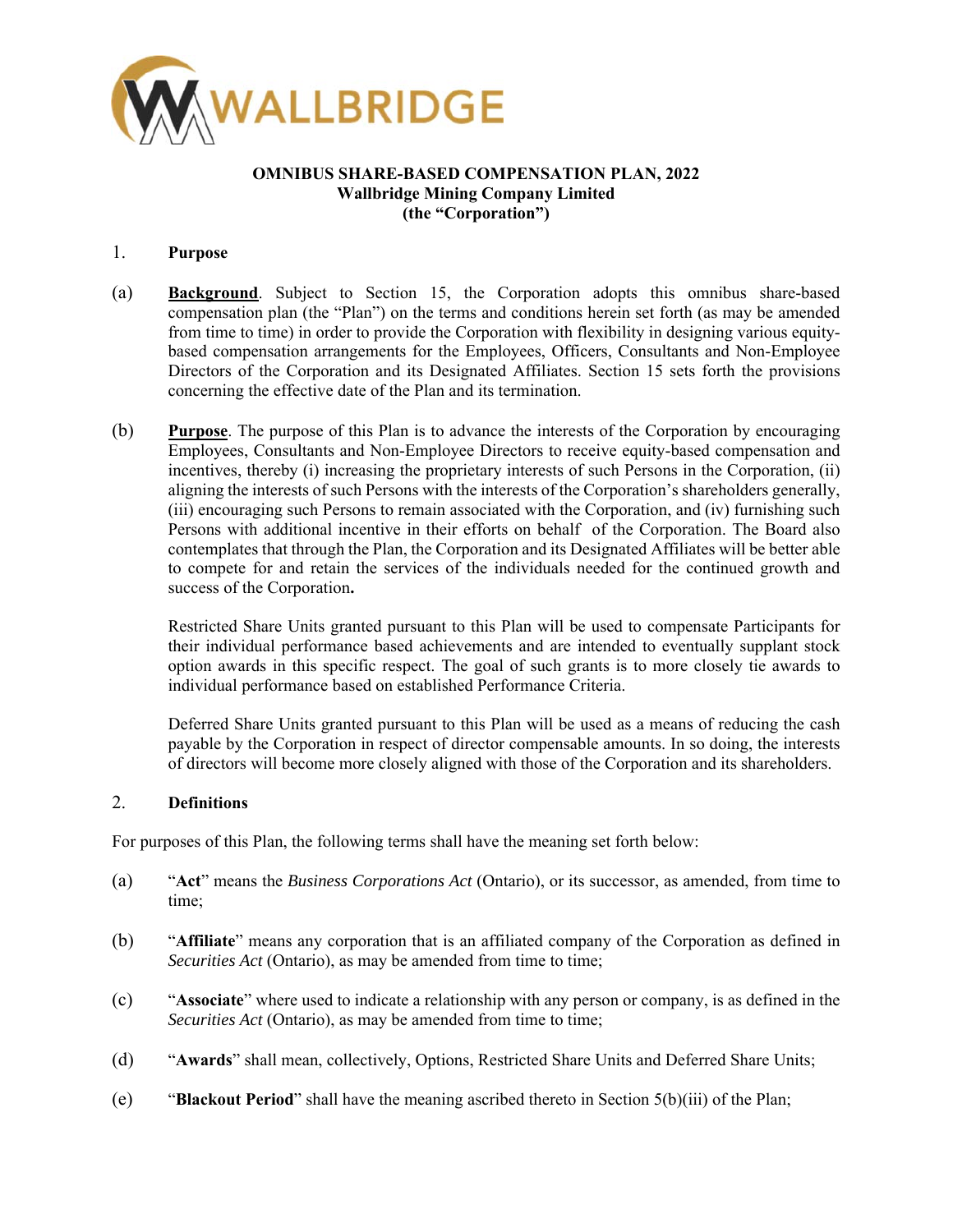# OMNIBUS SHARE-BASED COMPENSATION PLAN, 2022
## Wallbridge Mining Company Limited
## (the "Corporation")

1. **Purpose**

(a) **Background**. Subject to Section 15, the Corporation adopts this omnibus share-based compensation plan (the "Plan") on the terms and conditions herein set forth (as may be amended from time to time) in order to provide the Corporation with flexibility in designing various equity-based compensation arrangements for the Employees, Officers, Consultants and Non-Employee Directors of the Corporation and its Designated Affiliates. Section 15 sets forth the provisions concerning the effective date of the Plan and its termination.

(b) **Purpose**. The purpose of this Plan is to advance the interests of the Corporation by encouraging Employees, Consultants and Non-Employee Directors to receive equity-based compensation and incentives, thereby (i) increasing the proprietary interests of such Persons in the Corporation, (ii) aligning the interests of such Persons with the interests of the Corporation's shareholders generally, (iii) encouraging such Persons to remain associated with the Corporation, and (iv) furnishing such Persons with additional incentive in their efforts on behalf of the Corporation. The Board also contemplates that through the Plan, the Corporation and its Designated Affiliates will be better able to compete for and retain the services of the individuals needed for the continued growth and success of the Corporation**.**

Restricted Share Units granted pursuant to this Plan will be used to compensate Participants for their individual performance based achievements and are intended to eventually supplant stock option awards in this specific respect. The goal of such grants is to more closely tie awards to individual performance based on established Performance Criteria.

Deferred Share Units granted pursuant to this Plan will be used as a means of reducing the cash payable by the Corporation in respect of director compensable amounts. In so doing, the interests of directors will become more closely aligned with those of the Corporation and its shareholders.

2. **Definitions**

For purposes of this Plan, the following terms shall have the meaning set forth below:

(a) "**Act**" means the *Business Corporations Act* (Ontario), or its successor, as amended, from time to time;

(b) "**Affiliate**" means any corporation that is an affiliated company of the Corporation as defined in *Securities Act* (Ontario), as may be amended from time to time;

(c) "**Associate**" where used to indicate a relationship with any person or company, is as defined in the *Securities Act* (Ontario), as may be amended from time to time;

(d) "**Awards**" shall mean, collectively, Options, Restricted Share Units and Deferred Share Units;

(e) "**Blackout Period**" shall have the meaning ascribed thereto in Section 5(b)(iii) of the Plan;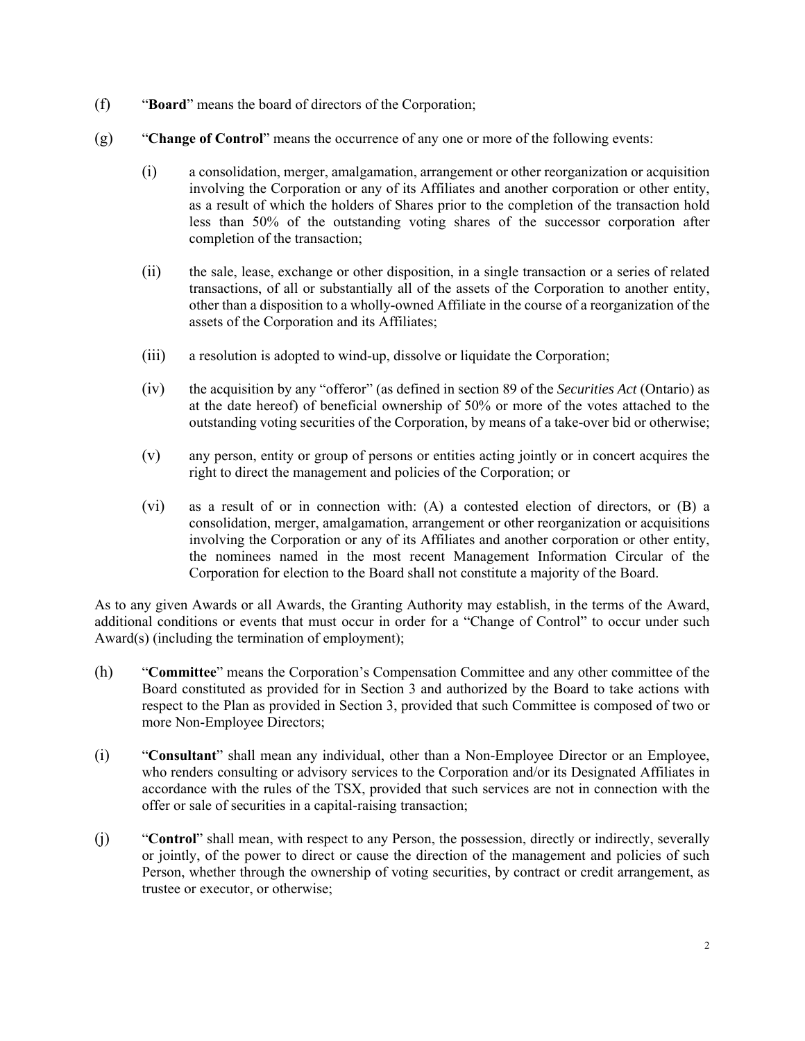(f) "**Board**" means the board of directors of the Corporation;

(g) "**Change of Control**" means the occurrence of any one or more of the following events:

(i) a consolidation, merger, amalgamation, arrangement or other reorganization or acquisition involving the Corporation or any of its Affiliates and another corporation or other entity, as a result of which the holders of Shares prior to the completion of the transaction hold less than 50% of the outstanding voting shares of the successor corporation after completion of the transaction;

(ii) the sale, lease, exchange or other disposition, in a single transaction or a series of related transactions, of all or substantially all of the assets of the Corporation to another entity, other than a disposition to a wholly-owned Affiliate in the course of a reorganization of the assets of the Corporation and its Affiliates;

(iii) a resolution is adopted to wind-up, dissolve or liquidate the Corporation;

(iv) the acquisition by any "offeror" (as defined in section 89 of the *Securities Act* (Ontario) as at the date hereof) of beneficial ownership of 50% or more of the votes attached to the outstanding voting securities of the Corporation, by means of a take-over bid or otherwise;

(v) any person, entity or group of persons or entities acting jointly or in concert acquires the right to direct the management and policies of the Corporation; or

(vi) as a result of or in connection with: (A) a contested election of directors, or (B) a consolidation, merger, amalgamation, arrangement or other reorganization or acquisitions involving the Corporation or any of its Affiliates and another corporation or other entity, the nominees named in the most recent Management Information Circular of the Corporation for election to the Board shall not constitute a majority of the Board.

As to any given Awards or all Awards, the Granting Authority may establish, in the terms of the Award, additional conditions or events that must occur in order for a "Change of Control" to occur under such Award(s) (including the termination of employment);

(h) "**Committee**" means the Corporation's Compensation Committee and any other committee of the Board constituted as provided for in Section 3 and authorized by the Board to take actions with respect to the Plan as provided in Section 3, provided that such Committee is composed of two or more Non-Employee Directors;

(i) "**Consultant**" shall mean any individual, other than a Non-Employee Director or an Employee, who renders consulting or advisory services to the Corporation and/or its Designated Affiliates in accordance with the rules of the TSX, provided that such services are not in connection with the offer or sale of securities in a capital-raising transaction;

(j) "**Control**" shall mean, with respect to any Person, the possession, directly or indirectly, severally or jointly, of the power to direct or cause the direction of the management and policies of such Person, whether through the ownership of voting securities, by contract or credit arrangement, as trustee or executor, or otherwise;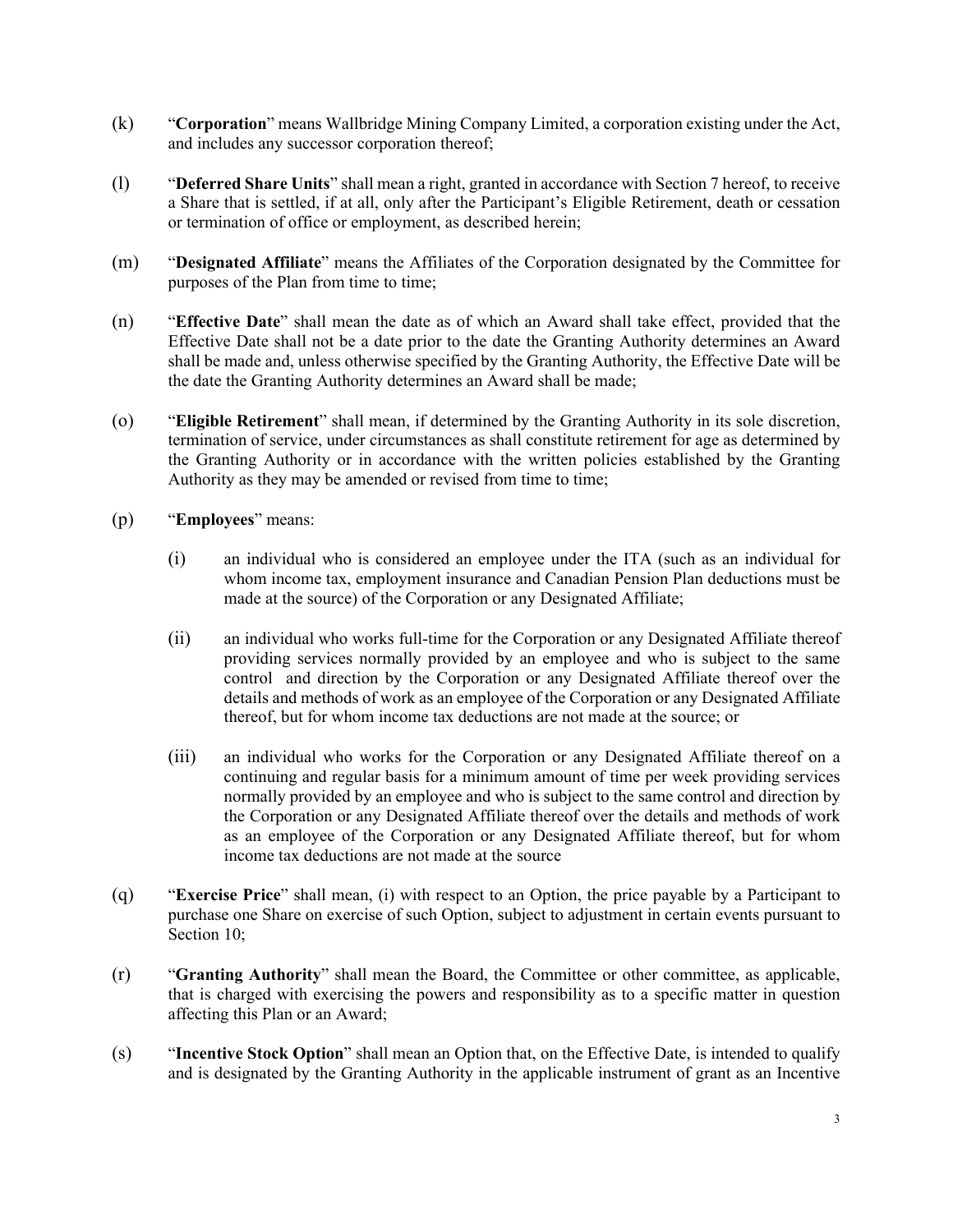(k) "**Corporation**" means Wallbridge Mining Company Limited, a corporation existing under the Act, and includes any successor corporation thereof;

(l) "**Deferred Share Units**" shall mean a right, granted in accordance with Section 7 hereof, to receive a Share that is settled, if at all, only after the Participant's Eligible Retirement, death or cessation or termination of office or employment, as described herein;

(m) "**Designated Affiliate**" means the Affiliates of the Corporation designated by the Committee for purposes of the Plan from time to time;

(n) "**Effective Date**" shall mean the date as of which an Award shall take effect, provided that the Effective Date shall not be a date prior to the date the Granting Authority determines an Award shall be made and, unless otherwise specified by the Granting Authority, the Effective Date will be the date the Granting Authority determines an Award shall be made;

(o) "**Eligible Retirement**" shall mean, if determined by the Granting Authority in its sole discretion, termination of service, under circumstances as shall constitute retirement for age as determined by the Granting Authority or in accordance with the written policies established by the Granting Authority as they may be amended or revised from time to time;

(p) "**Employees**" means:

(i) an individual who is considered an employee under the ITA (such as an individual for whom income tax, employment insurance and Canadian Pension Plan deductions must be made at the source) of the Corporation or any Designated Affiliate;

(ii) an individual who works full-time for the Corporation or any Designated Affiliate thereof providing services normally provided by an employee and who is subject to the same control and direction by the Corporation or any Designated Affiliate thereof over the details and methods of work as an employee of the Corporation or any Designated Affiliate thereof, but for whom income tax deductions are not made at the source; or

(iii) an individual who works for the Corporation or any Designated Affiliate thereof on a continuing and regular basis for a minimum amount of time per week providing services normally provided by an employee and who is subject to the same control and direction by the Corporation or any Designated Affiliate thereof over the details and methods of work as an employee of the Corporation or any Designated Affiliate thereof, but for whom income tax deductions are not made at the source

(q) "**Exercise Price**" shall mean, (i) with respect to an Option, the price payable by a Participant to purchase one Share on exercise of such Option, subject to adjustment in certain events pursuant to Section 10;

(r) "**Granting Authority**" shall mean the Board, the Committee or other committee, as applicable, that is charged with exercising the powers and responsibility as to a specific matter in question affecting this Plan or an Award;

(s) "**Incentive Stock Option**" shall mean an Option that, on the Effective Date, is intended to qualify and is designated by the Granting Authority in the applicable instrument of grant as an Incentive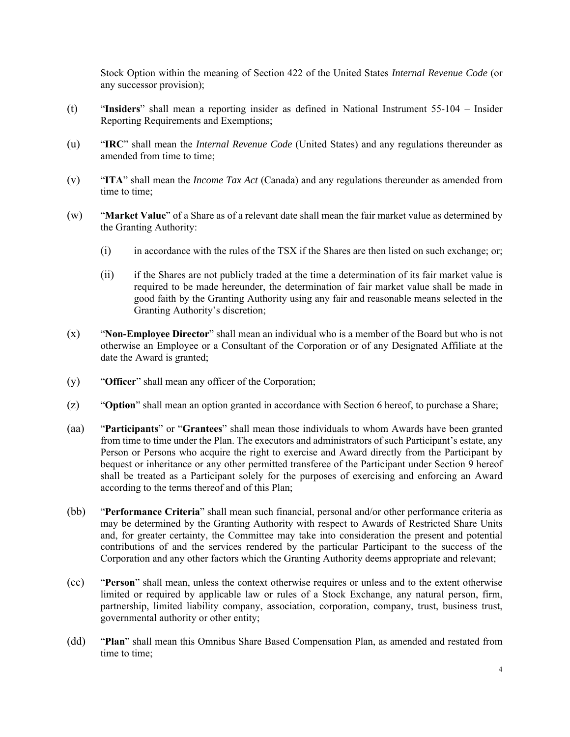Stock Option within the meaning of Section 422 of the United States *Internal Revenue Code* (or any successor provision);

(t) "**Insiders**" shall mean a reporting insider as defined in National Instrument 55-104 – Insider Reporting Requirements and Exemptions;

(u) "**IRC**" shall mean the *Internal Revenue Code* (United States) and any regulations thereunder as amended from time to time;

(v) "**ITA**" shall mean the *Income Tax Act* (Canada) and any regulations thereunder as amended from time to time;

(w) "**Market Value**" of a Share as of a relevant date shall mean the fair market value as determined by the Granting Authority:

(i) in accordance with the rules of the TSX if the Shares are then listed on such exchange; or;

(ii) if the Shares are not publicly traded at the time a determination of its fair market value is required to be made hereunder, the determination of fair market value shall be made in good faith by the Granting Authority using any fair and reasonable means selected in the Granting Authority's discretion;

(x) "**Non-Employee Director**" shall mean an individual who is a member of the Board but who is not otherwise an Employee or a Consultant of the Corporation or of any Designated Affiliate at the date the Award is granted;

(y) "**Officer**" shall mean any officer of the Corporation;

(z) "**Option**" shall mean an option granted in accordance with Section 6 hereof, to purchase a Share;

(aa) "**Participants**" or "**Grantees**" shall mean those individuals to whom Awards have been granted from time to time under the Plan. The executors and administrators of such Participant's estate, any Person or Persons who acquire the right to exercise and Award directly from the Participant by bequest or inheritance or any other permitted transferee of the Participant under Section 9 hereof shall be treated as a Participant solely for the purposes of exercising and enforcing an Award according to the terms thereof and of this Plan;

(bb) "**Performance Criteria**" shall mean such financial, personal and/or other performance criteria as may be determined by the Granting Authority with respect to Awards of Restricted Share Units and, for greater certainty, the Committee may take into consideration the present and potential contributions of and the services rendered by the particular Participant to the success of the Corporation and any other factors which the Granting Authority deems appropriate and relevant;

(cc) "**Person**" shall mean, unless the context otherwise requires or unless and to the extent otherwise limited or required by applicable law or rules of a Stock Exchange, any natural person, firm, partnership, limited liability company, association, corporation, company, trust, business trust, governmental authority or other entity;

(dd) "**Plan**" shall mean this Omnibus Share Based Compensation Plan, as amended and restated from time to time;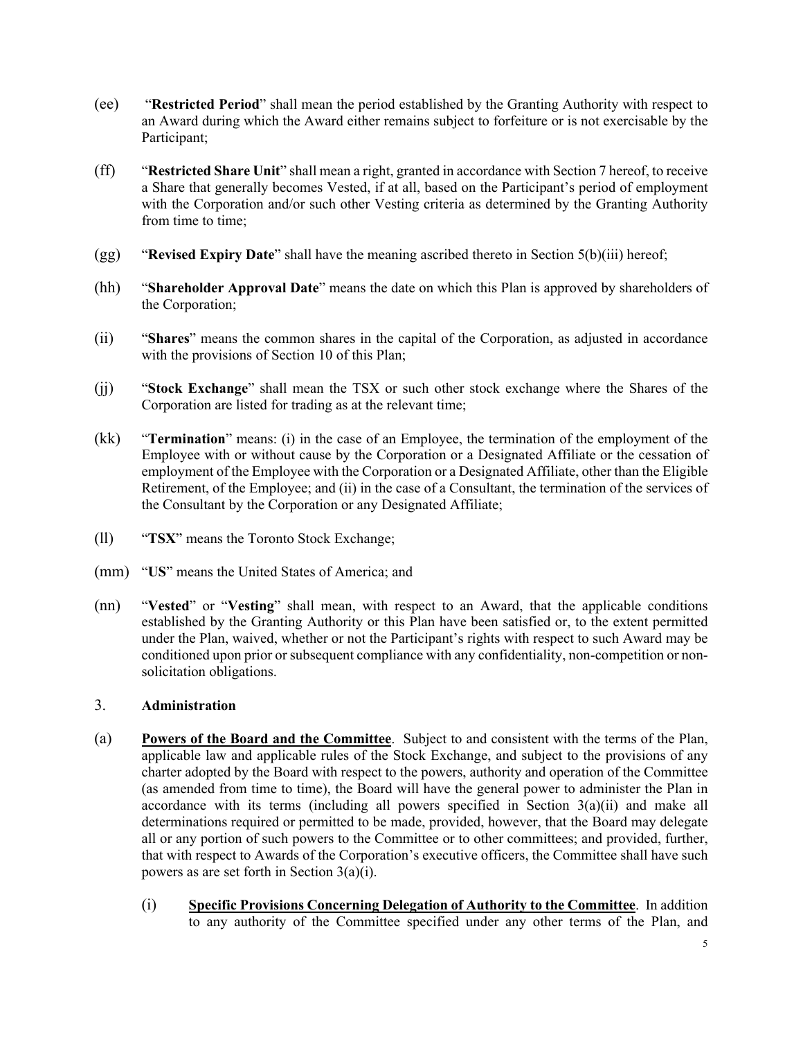(ee) "**Restricted Period**" shall mean the period established by the Granting Authority with respect to an Award during which the Award either remains subject to forfeiture or is not exercisable by the Participant;

(ff) "**Restricted Share Unit**" shall mean a right, granted in accordance with Section 7 hereof, to receive a Share that generally becomes Vested, if at all, based on the Participant's period of employment with the Corporation and/or such other Vesting criteria as determined by the Granting Authority from time to time;

(gg) "**Revised Expiry Date**" shall have the meaning ascribed thereto in Section 5(b)(iii) hereof;

(hh) "**Shareholder Approval Date**" means the date on which this Plan is approved by shareholders of the Corporation;

(ii) "**Shares**" means the common shares in the capital of the Corporation, as adjusted in accordance with the provisions of Section 10 of this Plan;

(jj) "**Stock Exchange**" shall mean the TSX or such other stock exchange where the Shares of the Corporation are listed for trading as at the relevant time;

(kk) "**Termination**" means: (i) in the case of an Employee, the termination of the employment of the Employee with or without cause by the Corporation or a Designated Affiliate or the cessation of employment of the Employee with the Corporation or a Designated Affiliate, other than the Eligible Retirement, of the Employee; and (ii) in the case of a Consultant, the termination of the services of the Consultant by the Corporation or any Designated Affiliate;

(ll) "**TSX**" means the Toronto Stock Exchange;

(mm) "**US**" means the United States of America; and

(nn) "**Vested**" or "**Vesting**" shall mean, with respect to an Award, that the applicable conditions established by the Granting Authority or this Plan have been satisfied or, to the extent permitted under the Plan, waived, whether or not the Participant's rights with respect to such Award may be conditioned upon prior or subsequent compliance with any confidentiality, non-competition or non-solicitation obligations.

## 3. **Administration**

(a) **Powers of the Board and the Committee**. Subject to and consistent with the terms of the Plan, applicable law and applicable rules of the Stock Exchange, and subject to the provisions of any charter adopted by the Board with respect to the powers, authority and operation of the Committee (as amended from time to time), the Board will have the general power to administer the Plan in accordance with its terms (including all powers specified in Section 3(a)(ii) and make all determinations required or permitted to be made, provided, however, that the Board may delegate all or any portion of such powers to the Committee or to other committees; and provided, further, that with respect to Awards of the Corporation's executive officers, the Committee shall have such powers as are set forth in Section 3(a)(i).

(i) **Specific Provisions Concerning Delegation of Authority to the Committee**. In addition to any authority of the Committee specified under any other terms of the Plan, and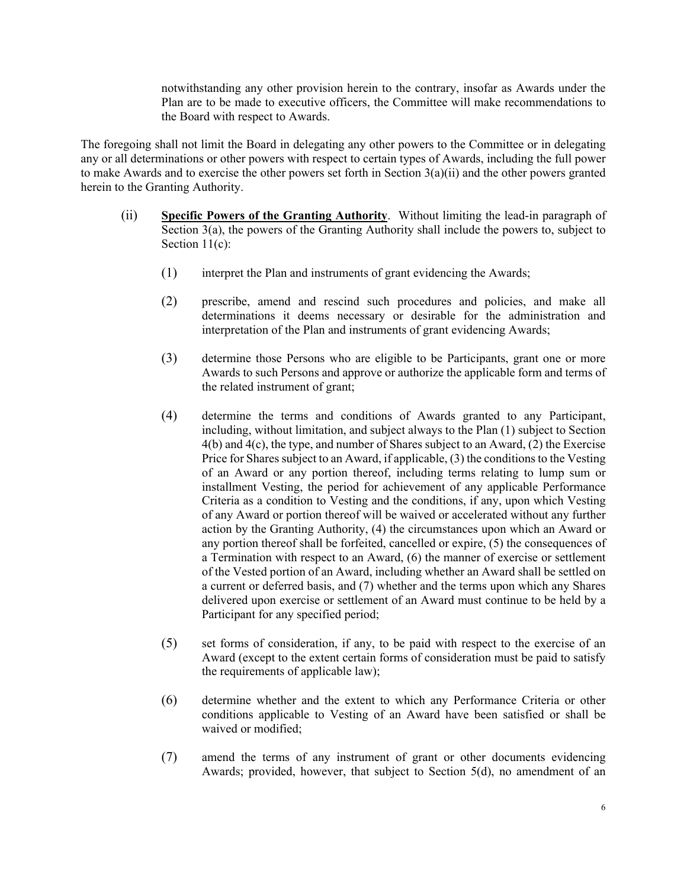notwithstanding any other provision herein to the contrary, insofar as Awards under the Plan are to be made to executive officers, the Committee will make recommendations to the Board with respect to Awards.

The foregoing shall not limit the Board in delegating any other powers to the Committee or in delegating any or all determinations or other powers with respect to certain types of Awards, including the full power to make Awards and to exercise the other powers set forth in Section 3(a)(ii) and the other powers granted herein to the Granting Authority.

(ii) **Specific Powers of the Granting Authority**. Without limiting the lead-in paragraph of Section 3(a), the powers of the Granting Authority shall include the powers to, subject to Section 11(c):

(1) interpret the Plan and instruments of grant evidencing the Awards;

(2) prescribe, amend and rescind such procedures and policies, and make all determinations it deems necessary or desirable for the administration and interpretation of the Plan and instruments of grant evidencing Awards;

(3) determine those Persons who are eligible to be Participants, grant one or more Awards to such Persons and approve or authorize the applicable form and terms of the related instrument of grant;

(4) determine the terms and conditions of Awards granted to any Participant, including, without limitation, and subject always to the Plan (1) subject to Section 4(b) and 4(c), the type, and number of Shares subject to an Award, (2) the Exercise Price for Shares subject to an Award, if applicable, (3) the conditions to the Vesting of an Award or any portion thereof, including terms relating to lump sum or installment Vesting, the period for achievement of any applicable Performance Criteria as a condition to Vesting and the conditions, if any, upon which Vesting of any Award or portion thereof will be waived or accelerated without any further action by the Granting Authority, (4) the circumstances upon which an Award or any portion thereof shall be forfeited, cancelled or expire, (5) the consequences of a Termination with respect to an Award, (6) the manner of exercise or settlement of the Vested portion of an Award, including whether an Award shall be settled on a current or deferred basis, and (7) whether and the terms upon which any Shares delivered upon exercise or settlement of an Award must continue to be held by a Participant for any specified period;

(5) set forms of consideration, if any, to be paid with respect to the exercise of an Award (except to the extent certain forms of consideration must be paid to satisfy the requirements of applicable law);

(6) determine whether and the extent to which any Performance Criteria or other conditions applicable to Vesting of an Award have been satisfied or shall be waived or modified;

(7) amend the terms of any instrument of grant or other documents evidencing Awards; provided, however, that subject to Section 5(d), no amendment of an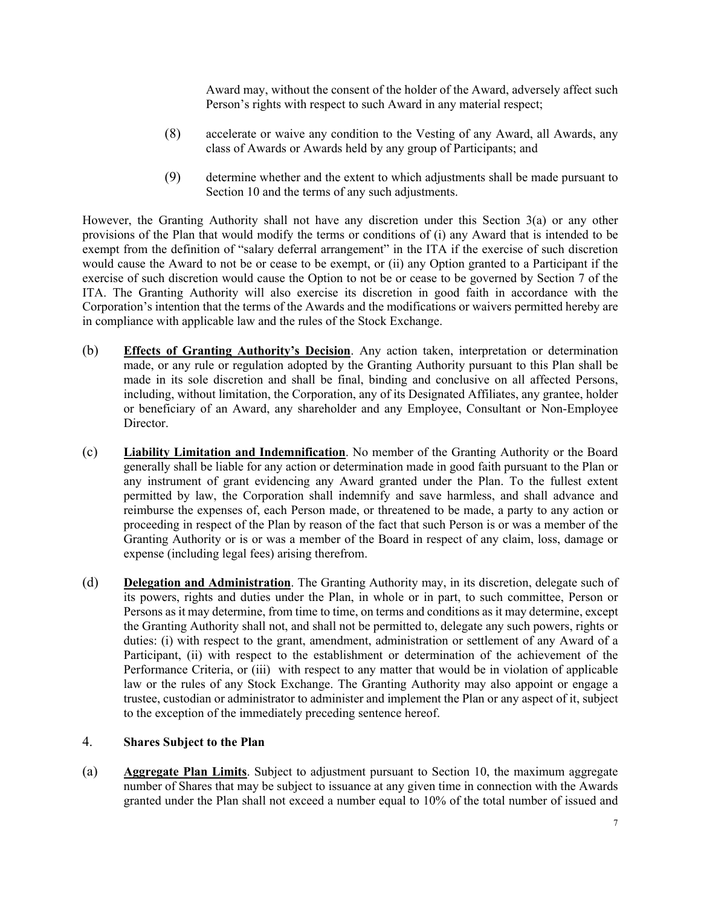Award may, without the consent of the holder of the Award, adversely affect such Person's rights with respect to such Award in any material respect;

(8) accelerate or waive any condition to the Vesting of any Award, all Awards, any class of Awards or Awards held by any group of Participants; and

(9) determine whether and the extent to which adjustments shall be made pursuant to Section 10 and the terms of any such adjustments.

However, the Granting Authority shall not have any discretion under this Section 3(a) or any other provisions of the Plan that would modify the terms or conditions of (i) any Award that is intended to be exempt from the definition of "salary deferral arrangement" in the ITA if the exercise of such discretion would cause the Award to not be or cease to be exempt, or (ii) any Option granted to a Participant if the exercise of such discretion would cause the Option to not be or cease to be governed by Section 7 of the ITA. The Granting Authority will also exercise its discretion in good faith in accordance with the Corporation's intention that the terms of the Awards and the modifications or waivers permitted hereby are in compliance with applicable law and the rules of the Stock Exchange.

(b) **Effects of Granting Authority's Decision**. Any action taken, interpretation or determination made, or any rule or regulation adopted by the Granting Authority pursuant to this Plan shall be made in its sole discretion and shall be final, binding and conclusive on all affected Persons, including, without limitation, the Corporation, any of its Designated Affiliates, any grantee, holder or beneficiary of an Award, any shareholder and any Employee, Consultant or Non-Employee Director.

(c) **Liability Limitation and Indemnification**. No member of the Granting Authority or the Board generally shall be liable for any action or determination made in good faith pursuant to the Plan or any instrument of grant evidencing any Award granted under the Plan. To the fullest extent permitted by law, the Corporation shall indemnify and save harmless, and shall advance and reimburse the expenses of, each Person made, or threatened to be made, a party to any action or proceeding in respect of the Plan by reason of the fact that such Person is or was a member of the Granting Authority or is or was a member of the Board in respect of any claim, loss, damage or expense (including legal fees) arising therefrom.

(d) **Delegation and Administration**. The Granting Authority may, in its discretion, delegate such of its powers, rights and duties under the Plan, in whole or in part, to such committee, Person or Persons as it may determine, from time to time, on terms and conditions as it may determine, except the Granting Authority shall not, and shall not be permitted to, delegate any such powers, rights or duties: (i) with respect to the grant, amendment, administration or settlement of any Award of a Participant, (ii) with respect to the establishment or determination of the achievement of the Performance Criteria, or (iii) with respect to any matter that would be in violation of applicable law or the rules of any Stock Exchange. The Granting Authority may also appoint or engage a trustee, custodian or administrator to administer and implement the Plan or any aspect of it, subject to the exception of the immediately preceding sentence hereof.

## 4. Shares Subject to the Plan

(a) **Aggregate Plan Limits**. Subject to adjustment pursuant to Section 10, the maximum aggregate number of Shares that may be subject to issuance at any given time in connection with the Awards granted under the Plan shall not exceed a number equal to 10% of the total number of issued and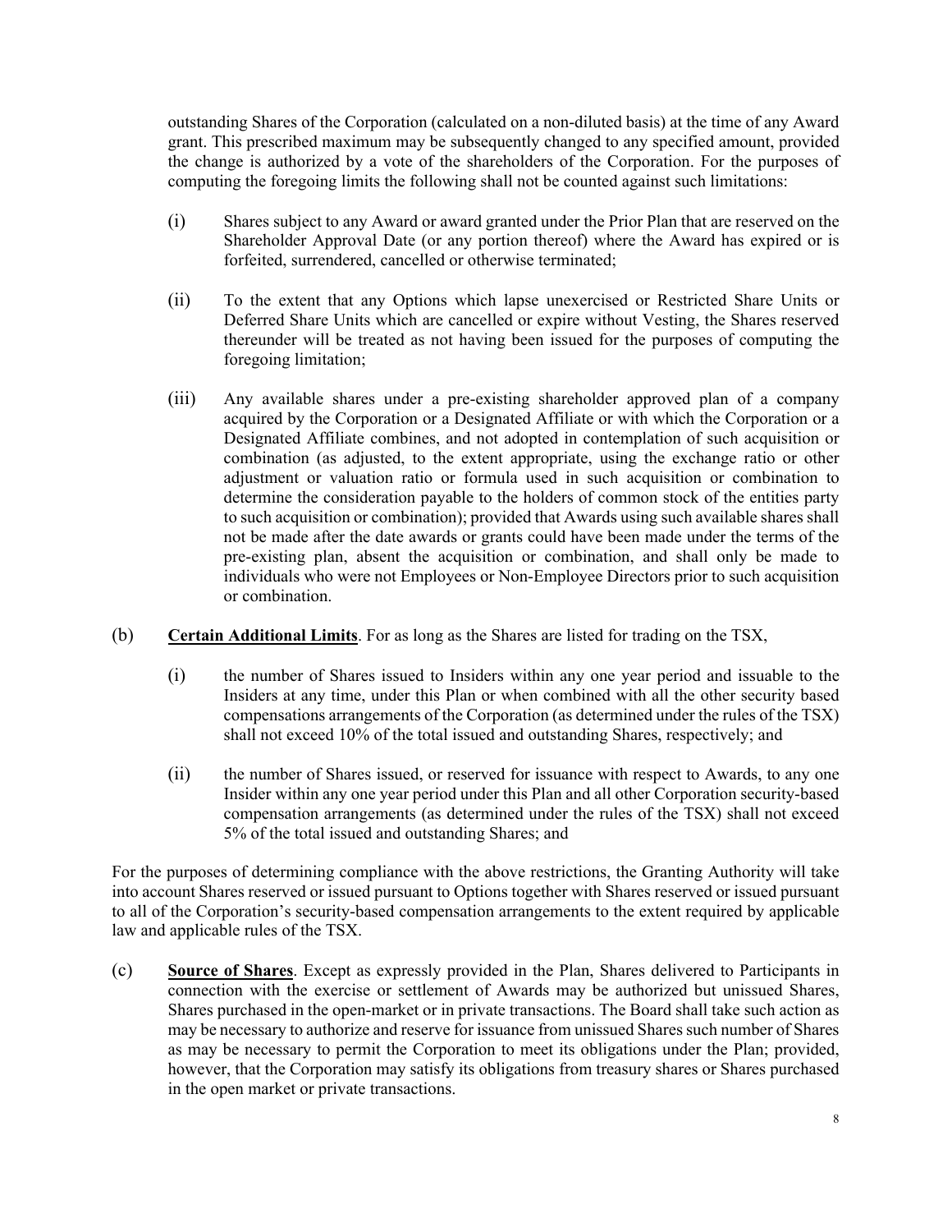outstanding Shares of the Corporation (calculated on a non-diluted basis) at the time of any Award grant. This prescribed maximum may be subsequently changed to any specified amount, provided the change is authorized by a vote of the shareholders of the Corporation. For the purposes of computing the foregoing limits the following shall not be counted against such limitations:

(i) Shares subject to any Award or award granted under the Prior Plan that are reserved on the Shareholder Approval Date (or any portion thereof) where the Award has expired or is forfeited, surrendered, cancelled or otherwise terminated;

(ii) To the extent that any Options which lapse unexercised or Restricted Share Units or Deferred Share Units which are cancelled or expire without Vesting, the Shares reserved thereunder will be treated as not having been issued for the purposes of computing the foregoing limitation;

(iii) Any available shares under a pre-existing shareholder approved plan of a company acquired by the Corporation or a Designated Affiliate or with which the Corporation or a Designated Affiliate combines, and not adopted in contemplation of such acquisition or combination (as adjusted, to the extent appropriate, using the exchange ratio or other adjustment or valuation ratio or formula used in such acquisition or combination to determine the consideration payable to the holders of common stock of the entities party to such acquisition or combination); provided that Awards using such available shares shall not be made after the date awards or grants could have been made under the terms of the pre-existing plan, absent the acquisition or combination, and shall only be made to individuals who were not Employees or Non-Employee Directors prior to such acquisition or combination.

(b) **Certain Additional Limits**. For as long as the Shares are listed for trading on the TSX,

(i) the number of Shares issued to Insiders within any one year period and issuable to the Insiders at any time, under this Plan or when combined with all the other security based compensations arrangements of the Corporation (as determined under the rules of the TSX) shall not exceed 10% of the total issued and outstanding Shares, respectively; and

(ii) the number of Shares issued, or reserved for issuance with respect to Awards, to any one Insider within any one year period under this Plan and all other Corporation security-based compensation arrangements (as determined under the rules of the TSX) shall not exceed 5% of the total issued and outstanding Shares; and

For the purposes of determining compliance with the above restrictions, the Granting Authority will take into account Shares reserved or issued pursuant to Options together with Shares reserved or issued pursuant to all of the Corporation's security-based compensation arrangements to the extent required by applicable law and applicable rules of the TSX.

(c) **Source of Shares**. Except as expressly provided in the Plan, Shares delivered to Participants in connection with the exercise or settlement of Awards may be authorized but unissued Shares, Shares purchased in the open-market or in private transactions. The Board shall take such action as may be necessary to authorize and reserve for issuance from unissued Shares such number of Shares as may be necessary to permit the Corporation to meet its obligations under the Plan; provided, however, that the Corporation may satisfy its obligations from treasury shares or Shares purchased in the open market or private transactions.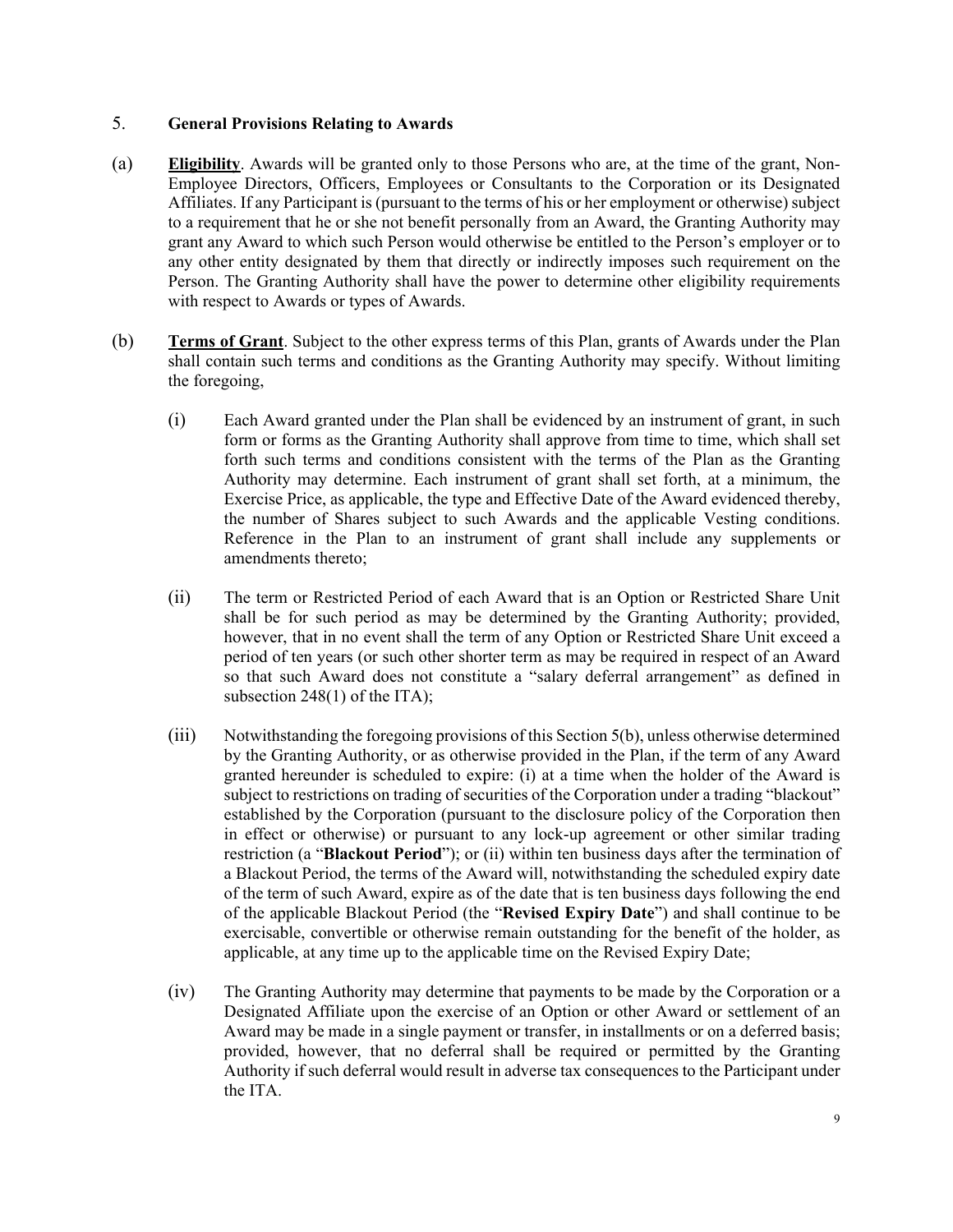## 5. General Provisions Relating to Awards

(a) **Eligibility**. Awards will be granted only to those Persons who are, at the time of the grant, Non-Employee Directors, Officers, Employees or Consultants to the Corporation or its Designated Affiliates. If any Participant is (pursuant to the terms of his or her employment or otherwise) subject to a requirement that he or she not benefit personally from an Award, the Granting Authority may grant any Award to which such Person would otherwise be entitled to the Person's employer or to any other entity designated by them that directly or indirectly imposes such requirement on the Person. The Granting Authority shall have the power to determine other eligibility requirements with respect to Awards or types of Awards.

(b) **Terms of Grant**. Subject to the other express terms of this Plan, grants of Awards under the Plan shall contain such terms and conditions as the Granting Authority may specify. Without limiting the foregoing,

(i) Each Award granted under the Plan shall be evidenced by an instrument of grant, in such form or forms as the Granting Authority shall approve from time to time, which shall set forth such terms and conditions consistent with the terms of the Plan as the Granting Authority may determine. Each instrument of grant shall set forth, at a minimum, the Exercise Price, as applicable, the type and Effective Date of the Award evidenced thereby, the number of Shares subject to such Awards and the applicable Vesting conditions. Reference in the Plan to an instrument of grant shall include any supplements or amendments thereto;

(ii) The term or Restricted Period of each Award that is an Option or Restricted Share Unit shall be for such period as may be determined by the Granting Authority; provided, however, that in no event shall the term of any Option or Restricted Share Unit exceed a period of ten years (or such other shorter term as may be required in respect of an Award so that such Award does not constitute a "salary deferral arrangement" as defined in subsection 248(1) of the ITA);

(iii) Notwithstanding the foregoing provisions of this Section 5(b), unless otherwise determined by the Granting Authority, or as otherwise provided in the Plan, if the term of any Award granted hereunder is scheduled to expire: (i) at a time when the holder of the Award is subject to restrictions on trading of securities of the Corporation under a trading "blackout" established by the Corporation (pursuant to the disclosure policy of the Corporation then in effect or otherwise) or pursuant to any lock-up agreement or other similar trading restriction (a "**Blackout Period**"); or (ii) within ten business days after the termination of a Blackout Period, the terms of the Award will, notwithstanding the scheduled expiry date of the term of such Award, expire as of the date that is ten business days following the end of the applicable Blackout Period (the "**Revised Expiry Date**") and shall continue to be exercisable, convertible or otherwise remain outstanding for the benefit of the holder, as applicable, at any time up to the applicable time on the Revised Expiry Date;

(iv) The Granting Authority may determine that payments to be made by the Corporation or a Designated Affiliate upon the exercise of an Option or other Award or settlement of an Award may be made in a single payment or transfer, in installments or on a deferred basis; provided, however, that no deferral shall be required or permitted by the Granting Authority if such deferral would result in adverse tax consequences to the Participant under the ITA.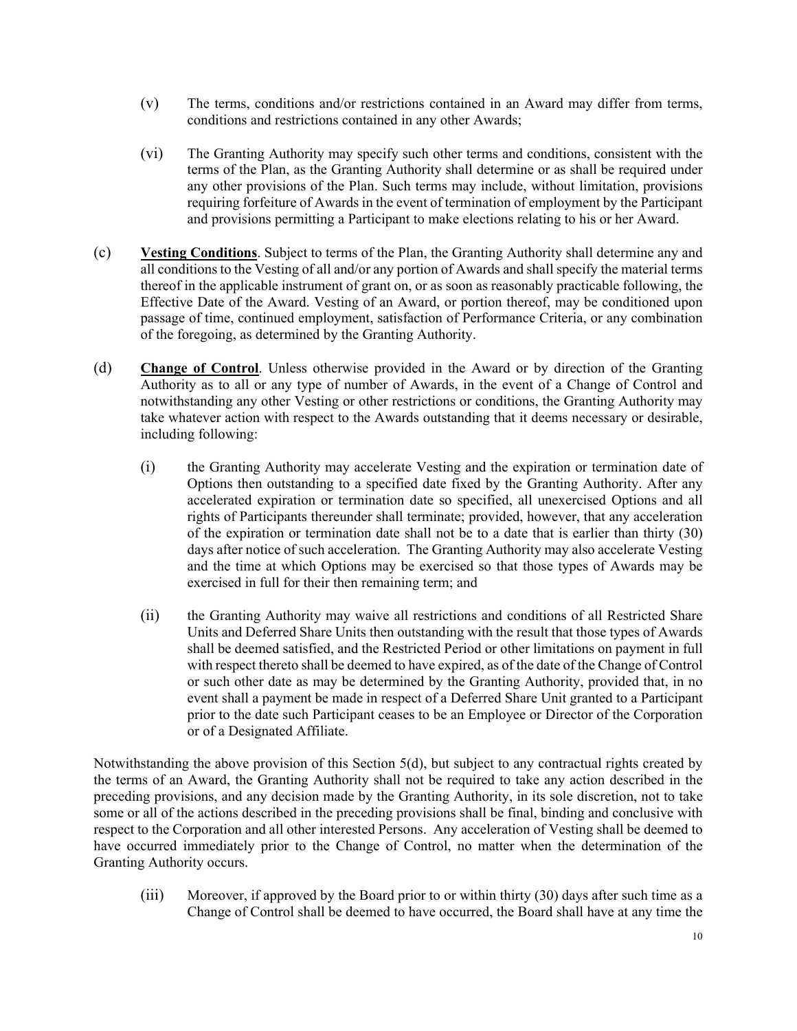(v) The terms, conditions and/or restrictions contained in an Award may differ from terms, conditions and restrictions contained in any other Awards;

(vi) The Granting Authority may specify such other terms and conditions, consistent with the terms of the Plan, as the Granting Authority shall determine or as shall be required under any other provisions of the Plan. Such terms may include, without limitation, provisions requiring forfeiture of Awards in the event of termination of employment by the Participant and provisions permitting a Participant to make elections relating to his or her Award.

(c) **Vesting Conditions**. Subject to terms of the Plan, the Granting Authority shall determine any and all conditions to the Vesting of all and/or any portion of Awards and shall specify the material terms thereof in the applicable instrument of grant on, or as soon as reasonably practicable following, the Effective Date of the Award. Vesting of an Award, or portion thereof, may be conditioned upon passage of time, continued employment, satisfaction of Performance Criteria, or any combination of the foregoing, as determined by the Granting Authority.

(d) **Change of Control**. Unless otherwise provided in the Award or by direction of the Granting Authority as to all or any type of number of Awards, in the event of a Change of Control and notwithstanding any other Vesting or other restrictions or conditions, the Granting Authority may take whatever action with respect to the Awards outstanding that it deems necessary or desirable, including following:

(i) the Granting Authority may accelerate Vesting and the expiration or termination date of Options then outstanding to a specified date fixed by the Granting Authority. After any accelerated expiration or termination date so specified, all unexercised Options and all rights of Participants thereunder shall terminate; provided, however, that any acceleration of the expiration or termination date shall not be to a date that is earlier than thirty (30) days after notice of such acceleration. The Granting Authority may also accelerate Vesting and the time at which Options may be exercised so that those types of Awards may be exercised in full for their then remaining term; and

(ii) the Granting Authority may waive all restrictions and conditions of all Restricted Share Units and Deferred Share Units then outstanding with the result that those types of Awards shall be deemed satisfied, and the Restricted Period or other limitations on payment in full with respect thereto shall be deemed to have expired, as of the date of the Change of Control or such other date as may be determined by the Granting Authority, provided that, in no event shall a payment be made in respect of a Deferred Share Unit granted to a Participant prior to the date such Participant ceases to be an Employee or Director of the Corporation or of a Designated Affiliate.

Notwithstanding the above provision of this Section 5(d), but subject to any contractual rights created by the terms of an Award, the Granting Authority shall not be required to take any action described in the preceding provisions, and any decision made by the Granting Authority, in its sole discretion, not to take some or all of the actions described in the preceding provisions shall be final, binding and conclusive with respect to the Corporation and all other interested Persons. Any acceleration of Vesting shall be deemed to have occurred immediately prior to the Change of Control, no matter when the determination of the Granting Authority occurs.

(iii) Moreover, if approved by the Board prior to or within thirty (30) days after such time as a Change of Control shall be deemed to have occurred, the Board shall have at any time the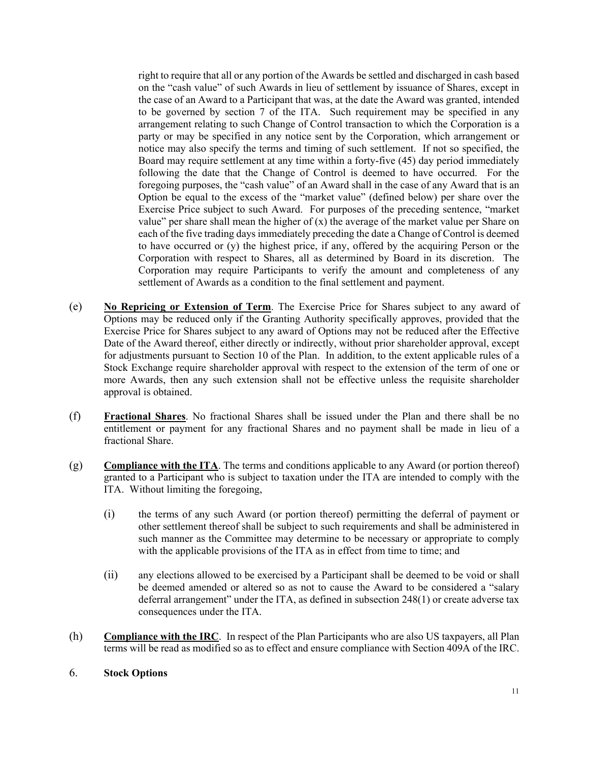right to require that all or any portion of the Awards be settled and discharged in cash based on the "cash value" of such Awards in lieu of settlement by issuance of Shares, except in the case of an Award to a Participant that was, at the date the Award was granted, intended to be governed by section 7 of the ITA. Such requirement may be specified in any arrangement relating to such Change of Control transaction to which the Corporation is a party or may be specified in any notice sent by the Corporation, which arrangement or notice may also specify the terms and timing of such settlement. If not so specified, the Board may require settlement at any time within a forty-five (45) day period immediately following the date that the Change of Control is deemed to have occurred. For the foregoing purposes, the "cash value" of an Award shall in the case of any Award that is an Option be equal to the excess of the "market value" (defined below) per share over the Exercise Price subject to such Award. For purposes of the preceding sentence, "market value" per share shall mean the higher of (x) the average of the market value per Share on each of the five trading days immediately preceding the date a Change of Control is deemed to have occurred or (y) the highest price, if any, offered by the acquiring Person or the Corporation with respect to Shares, all as determined by Board in its discretion. The Corporation may require Participants to verify the amount and completeness of any settlement of Awards as a condition to the final settlement and payment.

(e) **No Repricing or Extension of Term**. The Exercise Price for Shares subject to any award of Options may be reduced only if the Granting Authority specifically approves, provided that the Exercise Price for Shares subject to any award of Options may not be reduced after the Effective Date of the Award thereof, either directly or indirectly, without prior shareholder approval, except for adjustments pursuant to Section 10 of the Plan. In addition, to the extent applicable rules of a Stock Exchange require shareholder approval with respect to the extension of the term of one or more Awards, then any such extension shall not be effective unless the requisite shareholder approval is obtained.

(f) **Fractional Shares**. No fractional Shares shall be issued under the Plan and there shall be no entitlement or payment for any fractional Shares and no payment shall be made in lieu of a fractional Share.

(g) **Compliance with the ITA**. The terms and conditions applicable to any Award (or portion thereof) granted to a Participant who is subject to taxation under the ITA are intended to comply with the ITA. Without limiting the foregoing,

(i) the terms of any such Award (or portion thereof) permitting the deferral of payment or other settlement thereof shall be subject to such requirements and shall be administered in such manner as the Committee may determine to be necessary or appropriate to comply with the applicable provisions of the ITA as in effect from time to time; and

(ii) any elections allowed to be exercised by a Participant shall be deemed to be void or shall be deemed amended or altered so as not to cause the Award to be considered a "salary deferral arrangement" under the ITA, as defined in subsection 248(1) or create adverse tax consequences under the ITA.

(h) **Compliance with the IRC**. In respect of the Plan Participants who are also US taxpayers, all Plan terms will be read as modified so as to effect and ensure compliance with Section 409A of the IRC.

6. **Stock Options**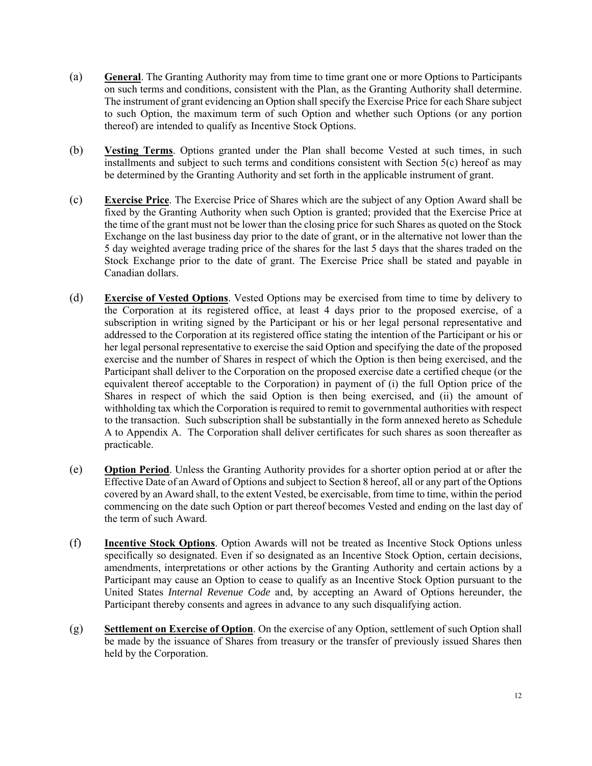(a) **General**. The Granting Authority may from time to time grant one or more Options to Participants on such terms and conditions, consistent with the Plan, as the Granting Authority shall determine. The instrument of grant evidencing an Option shall specify the Exercise Price for each Share subject to such Option, the maximum term of such Option and whether such Options (or any portion thereof) are intended to qualify as Incentive Stock Options.

(b) **Vesting Terms**. Options granted under the Plan shall become Vested at such times, in such installments and subject to such terms and conditions consistent with Section 5(c) hereof as may be determined by the Granting Authority and set forth in the applicable instrument of grant.

(c) **Exercise Price**. The Exercise Price of Shares which are the subject of any Option Award shall be fixed by the Granting Authority when such Option is granted; provided that the Exercise Price at the time of the grant must not be lower than the closing price for such Shares as quoted on the Stock Exchange on the last business day prior to the date of grant, or in the alternative not lower than the 5 day weighted average trading price of the shares for the last 5 days that the shares traded on the Stock Exchange prior to the date of grant. The Exercise Price shall be stated and payable in Canadian dollars.

(d) **Exercise of Vested Options**. Vested Options may be exercised from time to time by delivery to the Corporation at its registered office, at least 4 days prior to the proposed exercise, of a subscription in writing signed by the Participant or his or her legal personal representative and addressed to the Corporation at its registered office stating the intention of the Participant or his or her legal personal representative to exercise the said Option and specifying the date of the proposed exercise and the number of Shares in respect of which the Option is then being exercised, and the Participant shall deliver to the Corporation on the proposed exercise date a certified cheque (or the equivalent thereof acceptable to the Corporation) in payment of (i) the full Option price of the Shares in respect of which the said Option is then being exercised, and (ii) the amount of withholding tax which the Corporation is required to remit to governmental authorities with respect to the transaction. Such subscription shall be substantially in the form annexed hereto as Schedule A to Appendix A. The Corporation shall deliver certificates for such shares as soon thereafter as practicable.

(e) **Option Period**. Unless the Granting Authority provides for a shorter option period at or after the Effective Date of an Award of Options and subject to Section 8 hereof, all or any part of the Options covered by an Award shall, to the extent Vested, be exercisable, from time to time, within the period commencing on the date such Option or part thereof becomes Vested and ending on the last day of the term of such Award.

(f) **Incentive Stock Options**. Option Awards will not be treated as Incentive Stock Options unless specifically so designated. Even if so designated as an Incentive Stock Option, certain decisions, amendments, interpretations or other actions by the Granting Authority and certain actions by a Participant may cause an Option to cease to qualify as an Incentive Stock Option pursuant to the United States *Internal Revenue Code* and, by accepting an Award of Options hereunder, the Participant thereby consents and agrees in advance to any such disqualifying action.

(g) **Settlement on Exercise of Option**. On the exercise of any Option, settlement of such Option shall be made by the issuance of Shares from treasury or the transfer of previously issued Shares then held by the Corporation.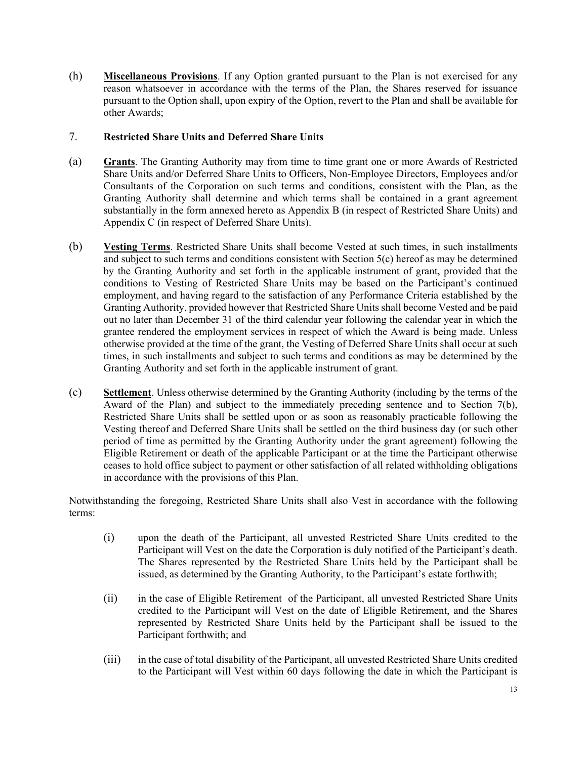(h) **Miscellaneous Provisions**. If any Option granted pursuant to the Plan is not exercised for any reason whatsoever in accordance with the terms of the Plan, the Shares reserved for issuance pursuant to the Option shall, upon expiry of the Option, revert to the Plan and shall be available for other Awards;

## 7. Restricted Share Units and Deferred Share Units

(a) **Grants**. The Granting Authority may from time to time grant one or more Awards of Restricted Share Units and/or Deferred Share Units to Officers, Non-Employee Directors, Employees and/or Consultants of the Corporation on such terms and conditions, consistent with the Plan, as the Granting Authority shall determine and which terms shall be contained in a grant agreement substantially in the form annexed hereto as Appendix B (in respect of Restricted Share Units) and Appendix C (in respect of Deferred Share Units).

(b) **Vesting Terms**. Restricted Share Units shall become Vested at such times, in such installments and subject to such terms and conditions consistent with Section 5(c) hereof as may be determined by the Granting Authority and set forth in the applicable instrument of grant, provided that the conditions to Vesting of Restricted Share Units may be based on the Participant's continued employment, and having regard to the satisfaction of any Performance Criteria established by the Granting Authority, provided however that Restricted Share Units shall become Vested and be paid out no later than December 31 of the third calendar year following the calendar year in which the grantee rendered the employment services in respect of which the Award is being made. Unless otherwise provided at the time of the grant, the Vesting of Deferred Share Units shall occur at such times, in such installments and subject to such terms and conditions as may be determined by the Granting Authority and set forth in the applicable instrument of grant.

(c) **Settlement**. Unless otherwise determined by the Granting Authority (including by the terms of the Award of the Plan) and subject to the immediately preceding sentence and to Section 7(b), Restricted Share Units shall be settled upon or as soon as reasonably practicable following the Vesting thereof and Deferred Share Units shall be settled on the third business day (or such other period of time as permitted by the Granting Authority under the grant agreement) following the Eligible Retirement or death of the applicable Participant or at the time the Participant otherwise ceases to hold office subject to payment or other satisfaction of all related withholding obligations in accordance with the provisions of this Plan.

Notwithstanding the foregoing, Restricted Share Units shall also Vest in accordance with the following terms:

(i) upon the death of the Participant, all unvested Restricted Share Units credited to the Participant will Vest on the date the Corporation is duly notified of the Participant's death. The Shares represented by the Restricted Share Units held by the Participant shall be issued, as determined by the Granting Authority, to the Participant's estate forthwith;

(ii) in the case of Eligible Retirement of the Participant, all unvested Restricted Share Units credited to the Participant will Vest on the date of Eligible Retirement, and the Shares represented by Restricted Share Units held by the Participant shall be issued to the Participant forthwith; and

(iii) in the case of total disability of the Participant, all unvested Restricted Share Units credited to the Participant will Vest within 60 days following the date in which the Participant is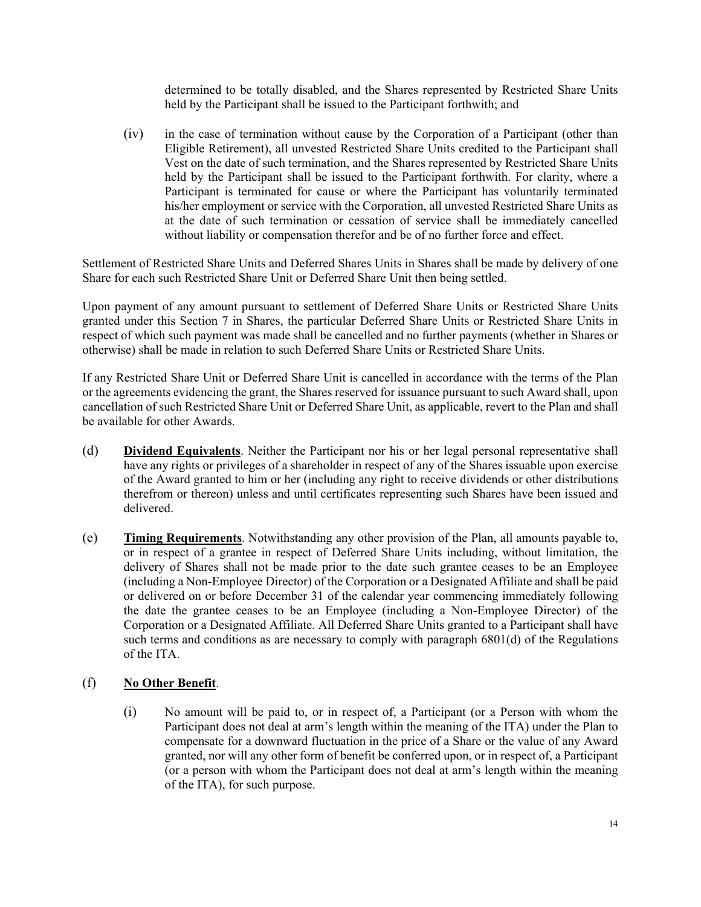determined to be totally disabled, and the Shares represented by Restricted Share Units held by the Participant shall be issued to the Participant forthwith; and

(iv) in the case of termination without cause by the Corporation of a Participant (other than Eligible Retirement), all unvested Restricted Share Units credited to the Participant shall Vest on the date of such termination, and the Shares represented by Restricted Share Units held by the Participant shall be issued to the Participant forthwith. For clarity, where a Participant is terminated for cause or where the Participant has voluntarily terminated his/her employment or service with the Corporation, all unvested Restricted Share Units as at the date of such termination or cessation of service shall be immediately cancelled without liability or compensation therefor and be of no further force and effect.

Settlement of Restricted Share Units and Deferred Shares Units in Shares shall be made by delivery of one Share for each such Restricted Share Unit or Deferred Share Unit then being settled.

Upon payment of any amount pursuant to settlement of Deferred Share Units or Restricted Share Units granted under this Section 7 in Shares, the particular Deferred Share Units or Restricted Share Units in respect of which such payment was made shall be cancelled and no further payments (whether in Shares or otherwise) shall be made in relation to such Deferred Share Units or Restricted Share Units.

If any Restricted Share Unit or Deferred Share Unit is cancelled in accordance with the terms of the Plan or the agreements evidencing the grant, the Shares reserved for issuance pursuant to such Award shall, upon cancellation of such Restricted Share Unit or Deferred Share Unit, as applicable, revert to the Plan and shall be available for other Awards.

(d) **Dividend Equivalents**. Neither the Participant nor his or her legal personal representative shall have any rights or privileges of a shareholder in respect of any of the Shares issuable upon exercise of the Award granted to him or her (including any right to receive dividends or other distributions therefrom or thereon) unless and until certificates representing such Shares have been issued and delivered.

(e) **Timing Requirements**. Notwithstanding any other provision of the Plan, all amounts payable to, or in respect of a grantee in respect of Deferred Share Units including, without limitation, the delivery of Shares shall not be made prior to the date such grantee ceases to be an Employee (including a Non-Employee Director) of the Corporation or a Designated Affiliate and shall be paid or delivered on or before December 31 of the calendar year commencing immediately following the date the grantee ceases to be an Employee (including a Non-Employee Director) of the Corporation or a Designated Affiliate. All Deferred Share Units granted to a Participant shall have such terms and conditions as are necessary to comply with paragraph 6801(d) of the Regulations of the ITA.

(f) **No Other Benefit**.

(i) No amount will be paid to, or in respect of, a Participant (or a Person with whom the Participant does not deal at arm's length within the meaning of the ITA) under the Plan to compensate for a downward fluctuation in the price of a Share or the value of any Award granted, nor will any other form of benefit be conferred upon, or in respect of, a Participant (or a person with whom the Participant does not deal at arm's length within the meaning of the ITA), for such purpose.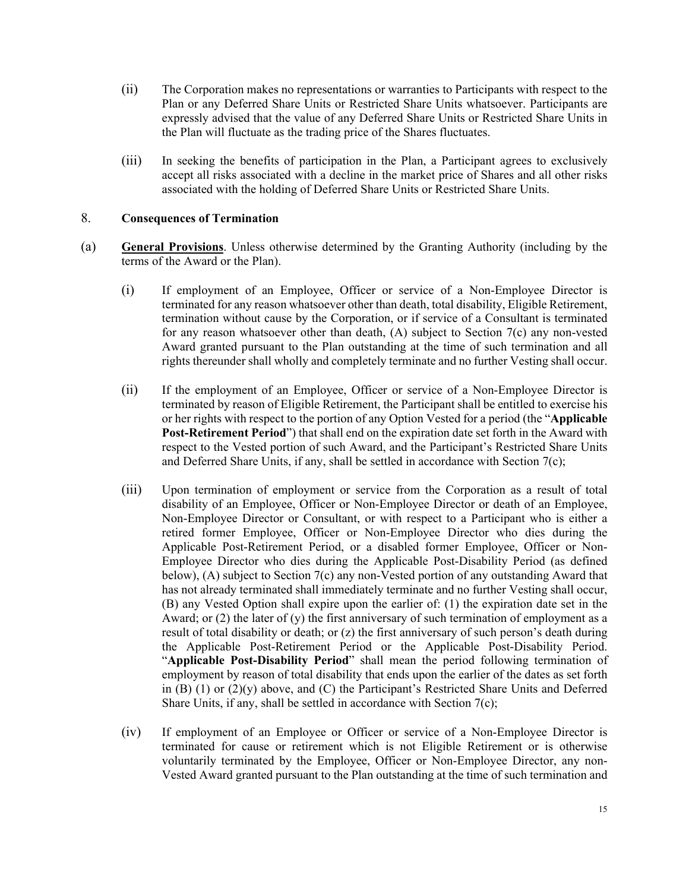(ii) The Corporation makes no representations or warranties to Participants with respect to the Plan or any Deferred Share Units or Restricted Share Units whatsoever. Participants are expressly advised that the value of any Deferred Share Units or Restricted Share Units in the Plan will fluctuate as the trading price of the Shares fluctuates.

(iii) In seeking the benefits of participation in the Plan, a Participant agrees to exclusively accept all risks associated with a decline in the market price of Shares and all other risks associated with the holding of Deferred Share Units or Restricted Share Units.

## 8. **Consequences of Termination**

(a) **General Provisions**. Unless otherwise determined by the Granting Authority (including by the terms of the Award or the Plan).

(i) If employment of an Employee, Officer or service of a Non-Employee Director is terminated for any reason whatsoever other than death, total disability, Eligible Retirement, termination without cause by the Corporation, or if service of a Consultant is terminated for any reason whatsoever other than death, (A) subject to Section 7(c) any non-vested Award granted pursuant to the Plan outstanding at the time of such termination and all rights thereunder shall wholly and completely terminate and no further Vesting shall occur.

(ii) If the employment of an Employee, Officer or service of a Non-Employee Director is terminated by reason of Eligible Retirement, the Participant shall be entitled to exercise his or her rights with respect to the portion of any Option Vested for a period (the "**Applicable Post-Retirement Period**") that shall end on the expiration date set forth in the Award with respect to the Vested portion of such Award, and the Participant's Restricted Share Units and Deferred Share Units, if any, shall be settled in accordance with Section 7(c);

(iii) Upon termination of employment or service from the Corporation as a result of total disability of an Employee, Officer or Non-Employee Director or death of an Employee, Non-Employee Director or Consultant, or with respect to a Participant who is either a retired former Employee, Officer or Non-Employee Director who dies during the Applicable Post-Retirement Period, or a disabled former Employee, Officer or Non-Employee Director who dies during the Applicable Post-Disability Period (as defined below), (A) subject to Section 7(c) any non-Vested portion of any outstanding Award that has not already terminated shall immediately terminate and no further Vesting shall occur, (B) any Vested Option shall expire upon the earlier of: (1) the expiration date set in the Award; or (2) the later of (y) the first anniversary of such termination of employment as a result of total disability or death; or (z) the first anniversary of such person's death during the Applicable Post-Retirement Period or the Applicable Post-Disability Period. "**Applicable Post-Disability Period**" shall mean the period following termination of employment by reason of total disability that ends upon the earlier of the dates as set forth in (B) (1) or (2)(y) above, and (C) the Participant's Restricted Share Units and Deferred Share Units, if any, shall be settled in accordance with Section 7(c);

(iv) If employment of an Employee or Officer or service of a Non-Employee Director is terminated for cause or retirement which is not Eligible Retirement or is otherwise voluntarily terminated by the Employee, Officer or Non-Employee Director, any non-Vested Award granted pursuant to the Plan outstanding at the time of such termination and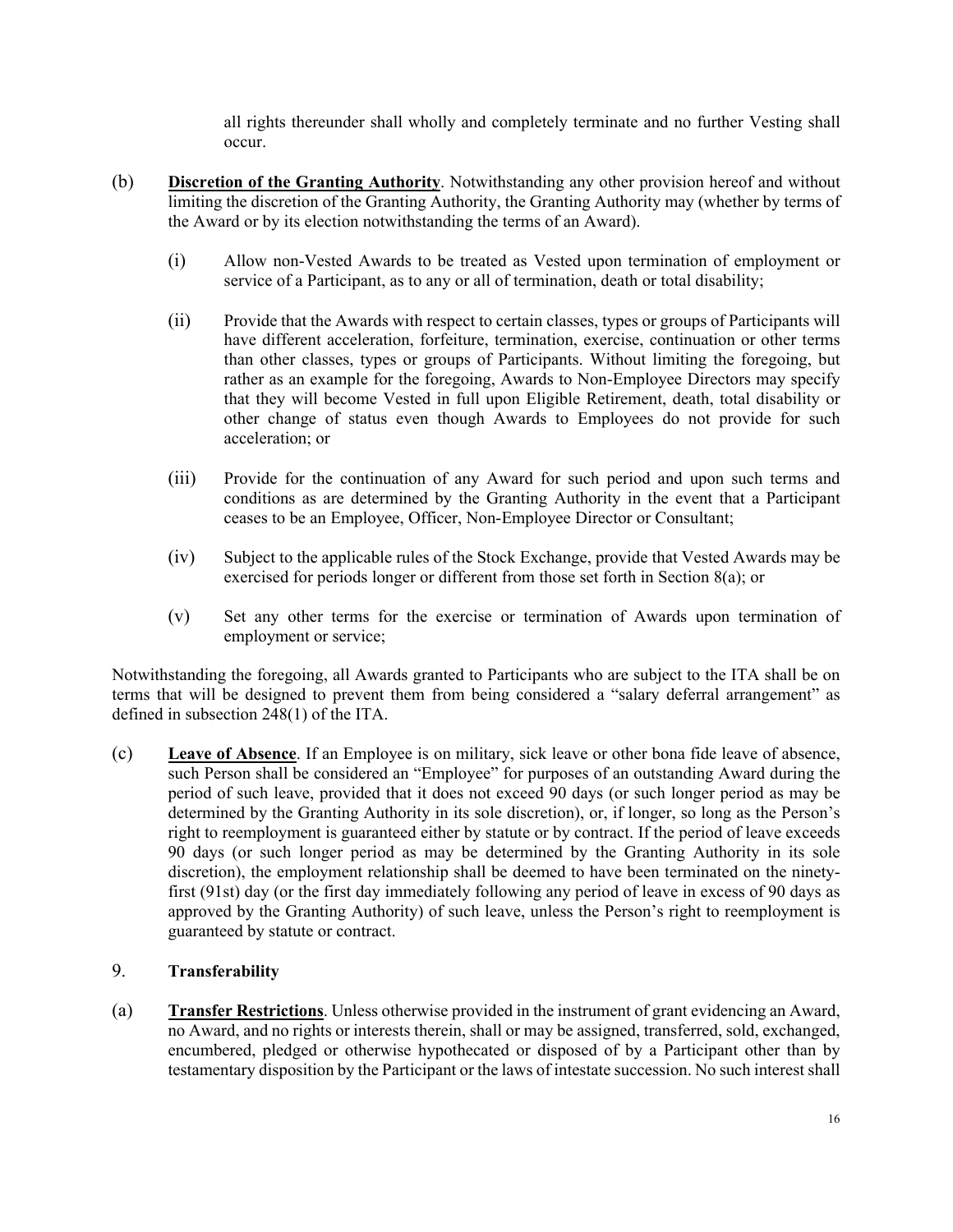all rights thereunder shall wholly and completely terminate and no further Vesting shall occur.

(b) **Discretion of the Granting Authority**. Notwithstanding any other provision hereof and without limiting the discretion of the Granting Authority, the Granting Authority may (whether by terms of the Award or by its election notwithstanding the terms of an Award).

(i) Allow non-Vested Awards to be treated as Vested upon termination of employment or service of a Participant, as to any or all of termination, death or total disability;

(ii) Provide that the Awards with respect to certain classes, types or groups of Participants will have different acceleration, forfeiture, termination, exercise, continuation or other terms than other classes, types or groups of Participants. Without limiting the foregoing, but rather as an example for the foregoing, Awards to Non-Employee Directors may specify that they will become Vested in full upon Eligible Retirement, death, total disability or other change of status even though Awards to Employees do not provide for such acceleration; or

(iii) Provide for the continuation of any Award for such period and upon such terms and conditions as are determined by the Granting Authority in the event that a Participant ceases to be an Employee, Officer, Non-Employee Director or Consultant;

(iv) Subject to the applicable rules of the Stock Exchange, provide that Vested Awards may be exercised for periods longer or different from those set forth in Section 8(a); or

(v) Set any other terms for the exercise or termination of Awards upon termination of employment or service;

Notwithstanding the foregoing, all Awards granted to Participants who are subject to the ITA shall be on terms that will be designed to prevent them from being considered a "salary deferral arrangement" as defined in subsection 248(1) of the ITA.

(c) **Leave of Absence**. If an Employee is on military, sick leave or other bona fide leave of absence, such Person shall be considered an "Employee" for purposes of an outstanding Award during the period of such leave, provided that it does not exceed 90 days (or such longer period as may be determined by the Granting Authority in its sole discretion), or, if longer, so long as the Person's right to reemployment is guaranteed either by statute or by contract. If the period of leave exceeds 90 days (or such longer period as may be determined by the Granting Authority in its sole discretion), the employment relationship shall be deemed to have been terminated on the ninety-first (91st) day (or the first day immediately following any period of leave in excess of 90 days as approved by the Granting Authority) of such leave, unless the Person's right to reemployment is guaranteed by statute or contract.

## 9. **Transferability**

(a) **Transfer Restrictions**. Unless otherwise provided in the instrument of grant evidencing an Award, no Award, and no rights or interests therein, shall or may be assigned, transferred, sold, exchanged, encumbered, pledged or otherwise hypothecated or disposed of by a Participant other than by testamentary disposition by the Participant or the laws of intestate succession. No such interest shall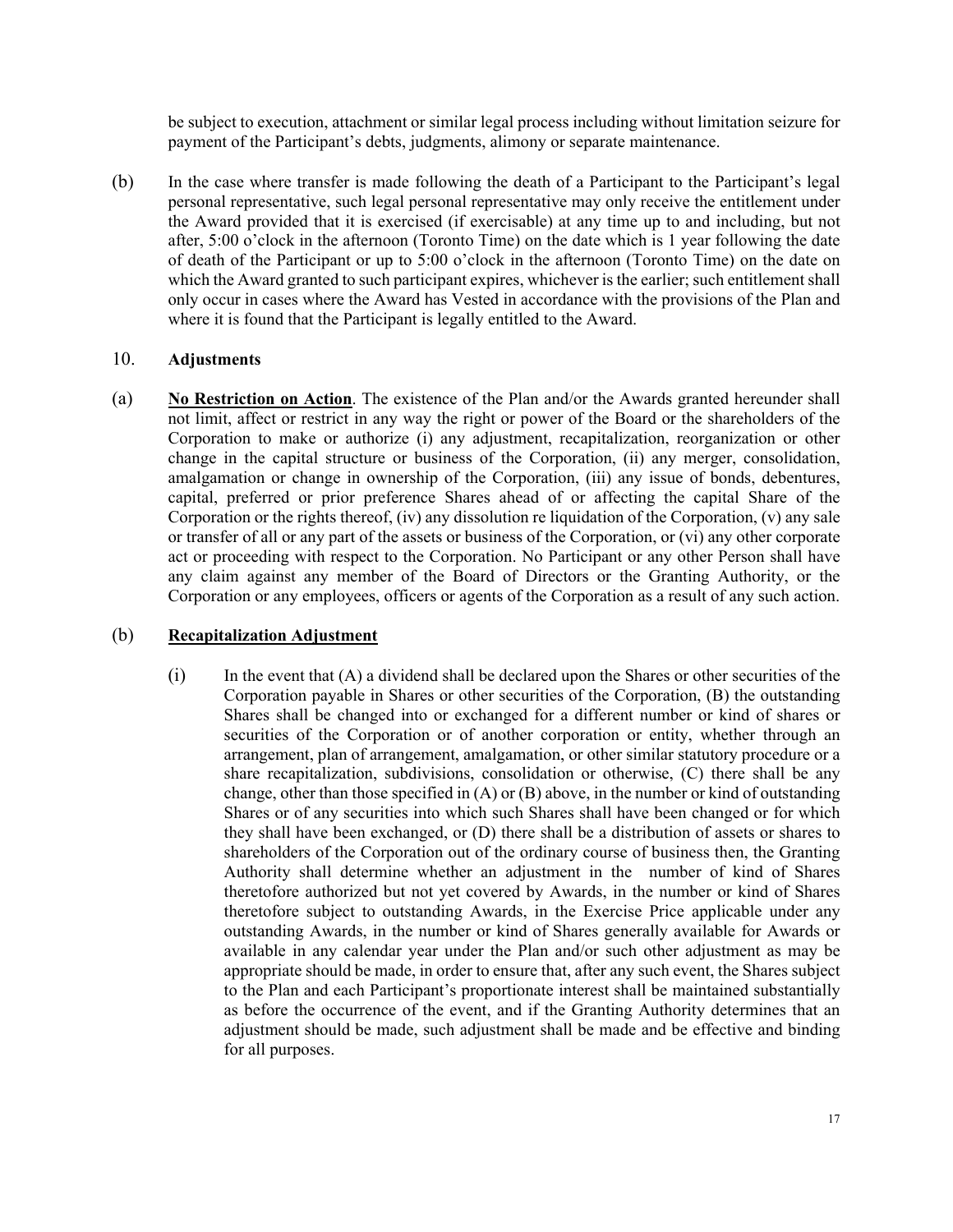be subject to execution, attachment or similar legal process including without limitation seizure for payment of the Participant's debts, judgments, alimony or separate maintenance.

(b) In the case where transfer is made following the death of a Participant to the Participant's legal personal representative, such legal personal representative may only receive the entitlement under the Award provided that it is exercised (if exercisable) at any time up to and including, but not after, 5:00 o'clock in the afternoon (Toronto Time) on the date which is 1 year following the date of death of the Participant or up to 5:00 o'clock in the afternoon (Toronto Time) on the date on which the Award granted to such participant expires, whichever is the earlier; such entitlement shall only occur in cases where the Award has Vested in accordance with the provisions of the Plan and where it is found that the Participant is legally entitled to the Award.

## 10. Adjustments

(a) **No Restriction on Action**. The existence of the Plan and/or the Awards granted hereunder shall not limit, affect or restrict in any way the right or power of the Board or the shareholders of the Corporation to make or authorize (i) any adjustment, recapitalization, reorganization or other change in the capital structure or business of the Corporation, (ii) any merger, consolidation, amalgamation or change in ownership of the Corporation, (iii) any issue of bonds, debentures, capital, preferred or prior preference Shares ahead of or affecting the capital Share of the Corporation or the rights thereof, (iv) any dissolution re liquidation of the Corporation, (v) any sale or transfer of all or any part of the assets or business of the Corporation, or (vi) any other corporate act or proceeding with respect to the Corporation. No Participant or any other Person shall have any claim against any member of the Board of Directors or the Granting Authority, or the Corporation or any employees, officers or agents of the Corporation as a result of any such action.

(b) **Recapitalization Adjustment**

(i) In the event that (A) a dividend shall be declared upon the Shares or other securities of the Corporation payable in Shares or other securities of the Corporation, (B) the outstanding Shares shall be changed into or exchanged for a different number or kind of shares or securities of the Corporation or of another corporation or entity, whether through an arrangement, plan of arrangement, amalgamation, or other similar statutory procedure or a share recapitalization, subdivisions, consolidation or otherwise, (C) there shall be any change, other than those specified in (A) or (B) above, in the number or kind of outstanding Shares or of any securities into which such Shares shall have been changed or for which they shall have been exchanged, or (D) there shall be a distribution of assets or shares to shareholders of the Corporation out of the ordinary course of business then, the Granting Authority shall determine whether an adjustment in the number of kind of Shares theretofore authorized but not yet covered by Awards, in the number or kind of Shares theretofore subject to outstanding Awards, in the Exercise Price applicable under any outstanding Awards, in the number or kind of Shares generally available for Awards or available in any calendar year under the Plan and/or such other adjustment as may be appropriate should be made, in order to ensure that, after any such event, the Shares subject to the Plan and each Participant's proportionate interest shall be maintained substantially as before the occurrence of the event, and if the Granting Authority determines that an adjustment should be made, such adjustment shall be made and be effective and binding for all purposes.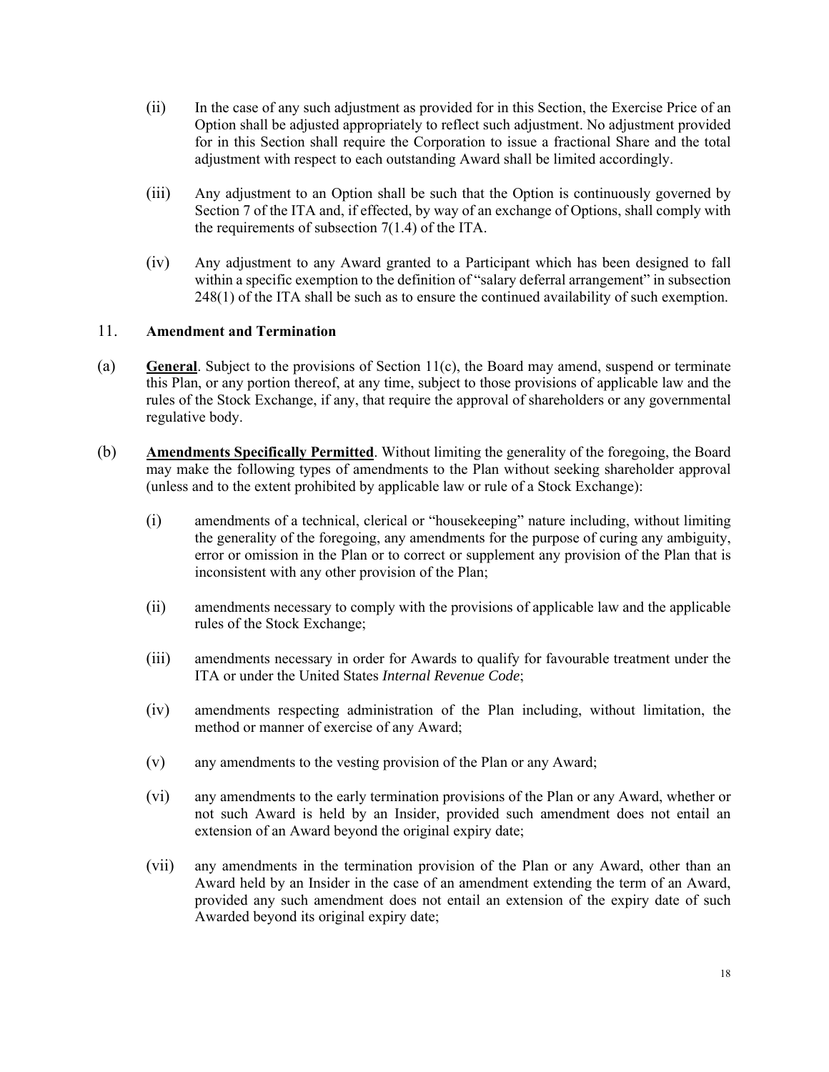(ii) In the case of any such adjustment as provided for in this Section, the Exercise Price of an Option shall be adjusted appropriately to reflect such adjustment. No adjustment provided for in this Section shall require the Corporation to issue a fractional Share and the total adjustment with respect to each outstanding Award shall be limited accordingly.

(iii) Any adjustment to an Option shall be such that the Option is continuously governed by Section 7 of the ITA and, if effected, by way of an exchange of Options, shall comply with the requirements of subsection 7(1.4) of the ITA.

(iv) Any adjustment to any Award granted to a Participant which has been designed to fall within a specific exemption to the definition of "salary deferral arrangement" in subsection 248(1) of the ITA shall be such as to ensure the continued availability of such exemption.

## 11. **Amendment and Termination**

(a) **General**. Subject to the provisions of Section 11(c), the Board may amend, suspend or terminate this Plan, or any portion thereof, at any time, subject to those provisions of applicable law and the rules of the Stock Exchange, if any, that require the approval of shareholders or any governmental regulative body.

(b) **Amendments Specifically Permitted**. Without limiting the generality of the foregoing, the Board may make the following types of amendments to the Plan without seeking shareholder approval (unless and to the extent prohibited by applicable law or rule of a Stock Exchange):

(i) amendments of a technical, clerical or "housekeeping" nature including, without limiting the generality of the foregoing, any amendments for the purpose of curing any ambiguity, error or omission in the Plan or to correct or supplement any provision of the Plan that is inconsistent with any other provision of the Plan;

(ii) amendments necessary to comply with the provisions of applicable law and the applicable rules of the Stock Exchange;

(iii) amendments necessary in order for Awards to qualify for favourable treatment under the ITA or under the United States *Internal Revenue Code*;

(iv) amendments respecting administration of the Plan including, without limitation, the method or manner of exercise of any Award;

(v) any amendments to the vesting provision of the Plan or any Award;

(vi) any amendments to the early termination provisions of the Plan or any Award, whether or not such Award is held by an Insider, provided such amendment does not entail an extension of an Award beyond the original expiry date;

(vii) any amendments in the termination provision of the Plan or any Award, other than an Award held by an Insider in the case of an amendment extending the term of an Award, provided any such amendment does not entail an extension of the expiry date of such Awarded beyond its original expiry date;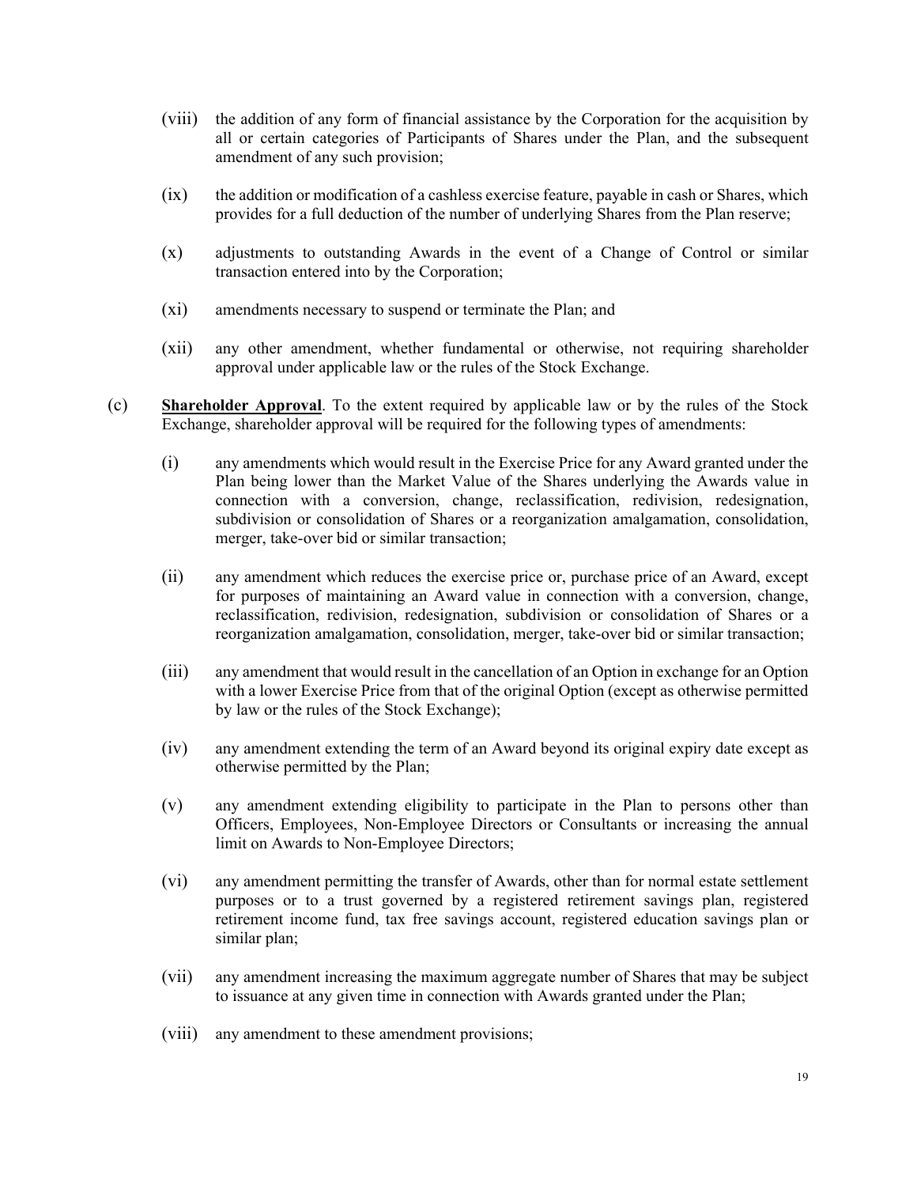(viii) the addition of any form of financial assistance by the Corporation for the acquisition by all or certain categories of Participants of Shares under the Plan, and the subsequent amendment of any such provision;

(ix) the addition or modification of a cashless exercise feature, payable in cash or Shares, which provides for a full deduction of the number of underlying Shares from the Plan reserve;

(x) adjustments to outstanding Awards in the event of a Change of Control or similar transaction entered into by the Corporation;

(xi) amendments necessary to suspend or terminate the Plan; and

(xii) any other amendment, whether fundamental or otherwise, not requiring shareholder approval under applicable law or the rules of the Stock Exchange.

(c) **Shareholder Approval**. To the extent required by applicable law or by the rules of the Stock Exchange, shareholder approval will be required for the following types of amendments:

(i) any amendments which would result in the Exercise Price for any Award granted under the Plan being lower than the Market Value of the Shares underlying the Awards value in connection with a conversion, change, reclassification, redivision, redesignation, subdivision or consolidation of Shares or a reorganization amalgamation, consolidation, merger, take-over bid or similar transaction;

(ii) any amendment which reduces the exercise price or, purchase price of an Award, except for purposes of maintaining an Award value in connection with a conversion, change, reclassification, redivision, redesignation, subdivision or consolidation of Shares or a reorganization amalgamation, consolidation, merger, take-over bid or similar transaction;

(iii) any amendment that would result in the cancellation of an Option in exchange for an Option with a lower Exercise Price from that of the original Option (except as otherwise permitted by law or the rules of the Stock Exchange);

(iv) any amendment extending the term of an Award beyond its original expiry date except as otherwise permitted by the Plan;

(v) any amendment extending eligibility to participate in the Plan to persons other than Officers, Employees, Non-Employee Directors or Consultants or increasing the annual limit on Awards to Non-Employee Directors;

(vi) any amendment permitting the transfer of Awards, other than for normal estate settlement purposes or to a trust governed by a registered retirement savings plan, registered retirement income fund, tax free savings account, registered education savings plan or similar plan;

(vii) any amendment increasing the maximum aggregate number of Shares that may be subject to issuance at any given time in connection with Awards granted under the Plan;

(viii) any amendment to these amendment provisions;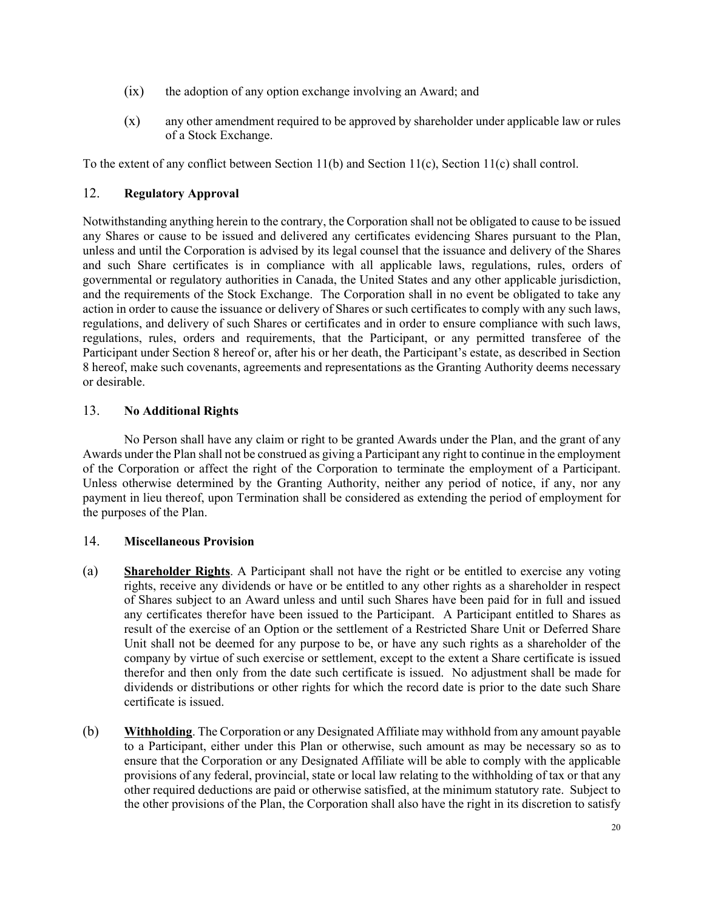(ix) the adoption of any option exchange involving an Award; and

(x) any other amendment required to be approved by shareholder under applicable law or rules of a Stock Exchange.

To the extent of any conflict between Section 11(b) and Section 11(c), Section 11(c) shall control.

## 12. **Regulatory Approval**

Notwithstanding anything herein to the contrary, the Corporation shall not be obligated to cause to be issued any Shares or cause to be issued and delivered any certificates evidencing Shares pursuant to the Plan, unless and until the Corporation is advised by its legal counsel that the issuance and delivery of the Shares and such Share certificates is in compliance with all applicable laws, regulations, rules, orders of governmental or regulatory authorities in Canada, the United States and any other applicable jurisdiction, and the requirements of the Stock Exchange. The Corporation shall in no event be obligated to take any action in order to cause the issuance or delivery of Shares or such certificates to comply with any such laws, regulations, and delivery of such Shares or certificates and in order to ensure compliance with such laws, regulations, rules, orders and requirements, that the Participant, or any permitted transferee of the Participant under Section 8 hereof or, after his or her death, the Participant's estate, as described in Section 8 hereof, make such covenants, agreements and representations as the Granting Authority deems necessary or desirable.

## 13. **No Additional Rights**

No Person shall have any claim or right to be granted Awards under the Plan, and the grant of any Awards under the Plan shall not be construed as giving a Participant any right to continue in the employment of the Corporation or affect the right of the Corporation to terminate the employment of a Participant. Unless otherwise determined by the Granting Authority, neither any period of notice, if any, nor any payment in lieu thereof, upon Termination shall be considered as extending the period of employment for the purposes of the Plan.

## 14. **Miscellaneous Provision**

(a) **Shareholder Rights**. A Participant shall not have the right or be entitled to exercise any voting rights, receive any dividends or have or be entitled to any other rights as a shareholder in respect of Shares subject to an Award unless and until such Shares have been paid for in full and issued any certificates therefor have been issued to the Participant. A Participant entitled to Shares as result of the exercise of an Option or the settlement of a Restricted Share Unit or Deferred Share Unit shall not be deemed for any purpose to be, or have any such rights as a shareholder of the company by virtue of such exercise or settlement, except to the extent a Share certificate is issued therefor and then only from the date such certificate is issued. No adjustment shall be made for dividends or distributions or other rights for which the record date is prior to the date such Share certificate is issued.

(b) **Withholding**. The Corporation or any Designated Affiliate may withhold from any amount payable to a Participant, either under this Plan or otherwise, such amount as may be necessary so as to ensure that the Corporation or any Designated Affiliate will be able to comply with the applicable provisions of any federal, provincial, state or local law relating to the withholding of tax or that any other required deductions are paid or otherwise satisfied, at the minimum statutory rate. Subject to the other provisions of the Plan, the Corporation shall also have the right in its discretion to satisfy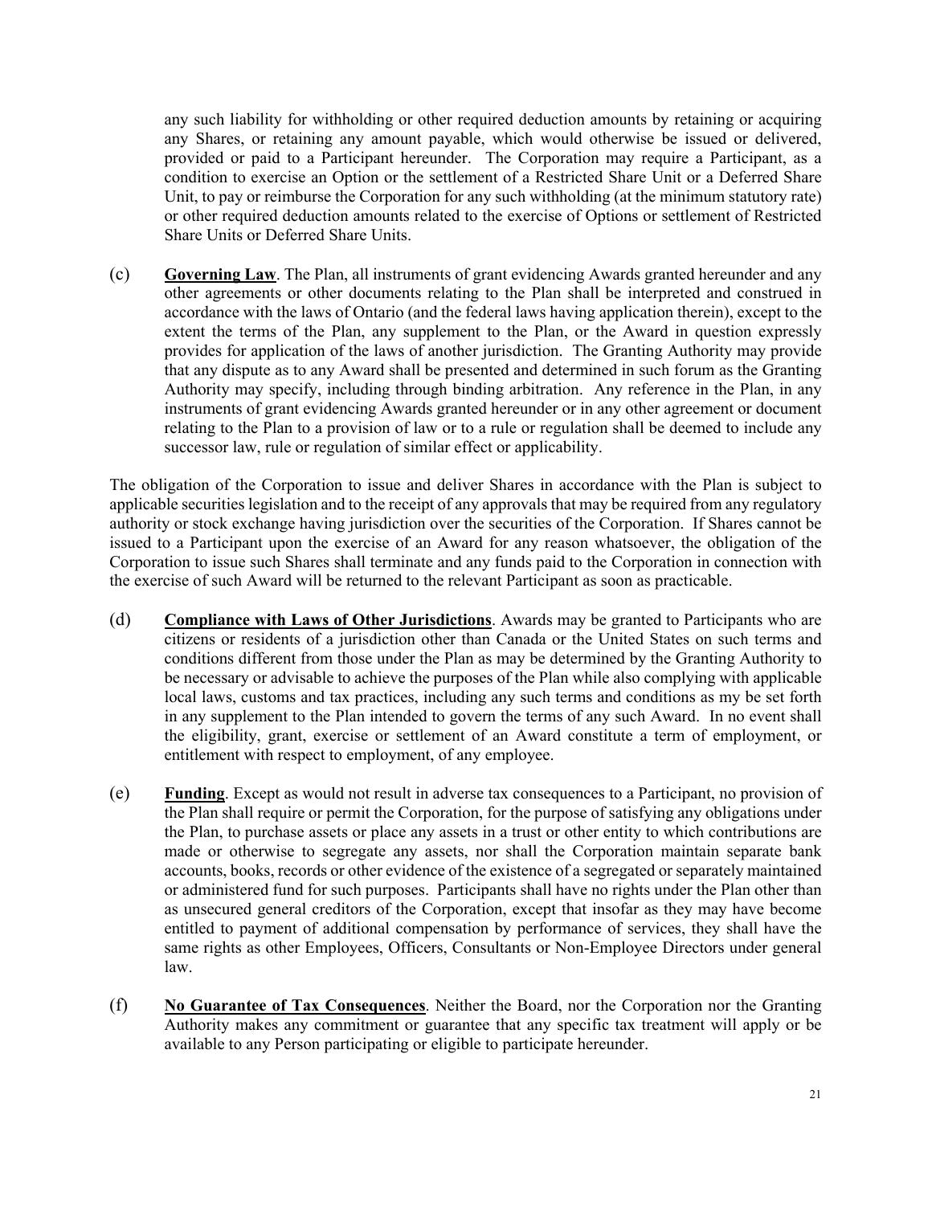any such liability for withholding or other required deduction amounts by retaining or acquiring any Shares, or retaining any amount payable, which would otherwise be issued or delivered, provided or paid to a Participant hereunder. The Corporation may require a Participant, as a condition to exercise an Option or the settlement of a Restricted Share Unit or a Deferred Share Unit, to pay or reimburse the Corporation for any such withholding (at the minimum statutory rate) or other required deduction amounts related to the exercise of Options or settlement of Restricted Share Units or Deferred Share Units.

(c) **Governing Law**. The Plan, all instruments of grant evidencing Awards granted hereunder and any other agreements or other documents relating to the Plan shall be interpreted and construed in accordance with the laws of Ontario (and the federal laws having application therein), except to the extent the terms of the Plan, any supplement to the Plan, or the Award in question expressly provides for application of the laws of another jurisdiction. The Granting Authority may provide that any dispute as to any Award shall be presented and determined in such forum as the Granting Authority may specify, including through binding arbitration. Any reference in the Plan, in any instruments of grant evidencing Awards granted hereunder or in any other agreement or document relating to the Plan to a provision of law or to a rule or regulation shall be deemed to include any successor law, rule or regulation of similar effect or applicability.

The obligation of the Corporation to issue and deliver Shares in accordance with the Plan is subject to applicable securities legislation and to the receipt of any approvals that may be required from any regulatory authority or stock exchange having jurisdiction over the securities of the Corporation. If Shares cannot be issued to a Participant upon the exercise of an Award for any reason whatsoever, the obligation of the Corporation to issue such Shares shall terminate and any funds paid to the Corporation in connection with the exercise of such Award will be returned to the relevant Participant as soon as practicable.

(d) **Compliance with Laws of Other Jurisdictions**. Awards may be granted to Participants who are citizens or residents of a jurisdiction other than Canada or the United States on such terms and conditions different from those under the Plan as may be determined by the Granting Authority to be necessary or advisable to achieve the purposes of the Plan while also complying with applicable local laws, customs and tax practices, including any such terms and conditions as my be set forth in any supplement to the Plan intended to govern the terms of any such Award. In no event shall the eligibility, grant, exercise or settlement of an Award constitute a term of employment, or entitlement with respect to employment, of any employee.

(e) **Funding**. Except as would not result in adverse tax consequences to a Participant, no provision of the Plan shall require or permit the Corporation, for the purpose of satisfying any obligations under the Plan, to purchase assets or place any assets in a trust or other entity to which contributions are made or otherwise to segregate any assets, nor shall the Corporation maintain separate bank accounts, books, records or other evidence of the existence of a segregated or separately maintained or administered fund for such purposes. Participants shall have no rights under the Plan other than as unsecured general creditors of the Corporation, except that insofar as they may have become entitled to payment of additional compensation by performance of services, they shall have the same rights as other Employees, Officers, Consultants or Non-Employee Directors under general law.

(f) **No Guarantee of Tax Consequences**. Neither the Board, nor the Corporation nor the Granting Authority makes any commitment or guarantee that any specific tax treatment will apply or be available to any Person participating or eligible to participate hereunder.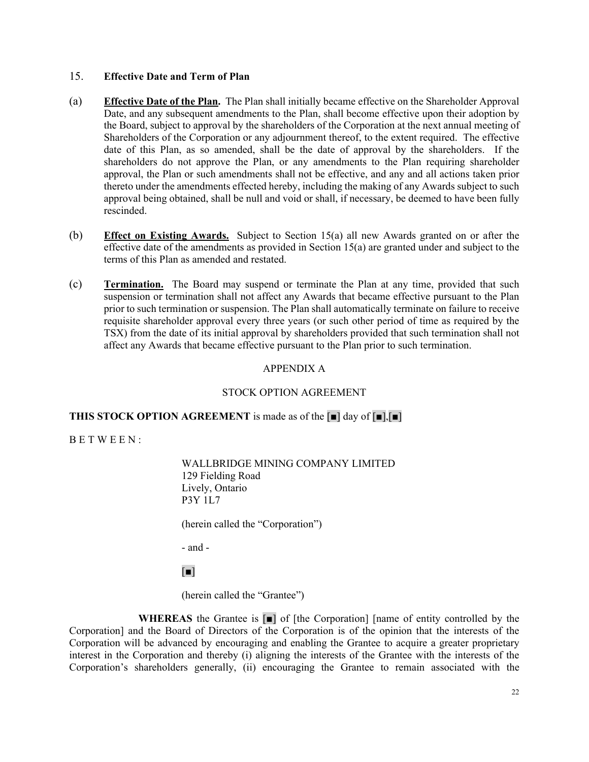## 15. **Effective Date and Term of Plan**

(a) **Effective Date of the Plan.** The Plan shall initially became effective on the Shareholder Approval Date, and any subsequent amendments to the Plan, shall become effective upon their adoption by the Board, subject to approval by the shareholders of the Corporation at the next annual meeting of Shareholders of the Corporation or any adjournment thereof, to the extent required. The effective date of this Plan, as so amended, shall be the date of approval by the shareholders. If the shareholders do not approve the Plan, or any amendments to the Plan requiring shareholder approval, the Plan or such amendments shall not be effective, and any and all actions taken prior thereto under the amendments effected hereby, including the making of any Awards subject to such approval being obtained, shall be null and void or shall, if necessary, be deemed to have been fully rescinded.

(b) **Effect on Existing Awards.** Subject to Section 15(a) all new Awards granted on or after the effective date of the amendments as provided in Section 15(a) are granted under and subject to the terms of this Plan as amended and restated.

(c) **Termination.** The Board may suspend or terminate the Plan at any time, provided that such suspension or termination shall not affect any Awards that became effective pursuant to the Plan prior to such termination or suspension. The Plan shall automatically terminate on failure to receive requisite shareholder approval every three years (or such other period of time as required by the TSX) from the date of its initial approval by shareholders provided that such termination shall not affect any Awards that became effective pursuant to the Plan prior to such termination.

APPENDIX A

STOCK OPTION AGREEMENT

**THIS STOCK OPTION AGREEMENT** is made as of the [■] day of [■],[■]

B E T W E E N :

WALLBRIDGE MINING COMPANY LIMITED
129 Fielding Road
Lively, Ontario
P3Y 1L7

(herein called the "Corporation")

- and -

[■]

(herein called the "Grantee")

**WHEREAS** the Grantee is [■] of [the Corporation] [name of entity controlled by the Corporation] and the Board of Directors of the Corporation is of the opinion that the interests of the Corporation will be advanced by encouraging and enabling the Grantee to acquire a greater proprietary interest in the Corporation and thereby (i) aligning the interests of the Grantee with the interests of the Corporation's shareholders generally, (ii) encouraging the Grantee to remain associated with the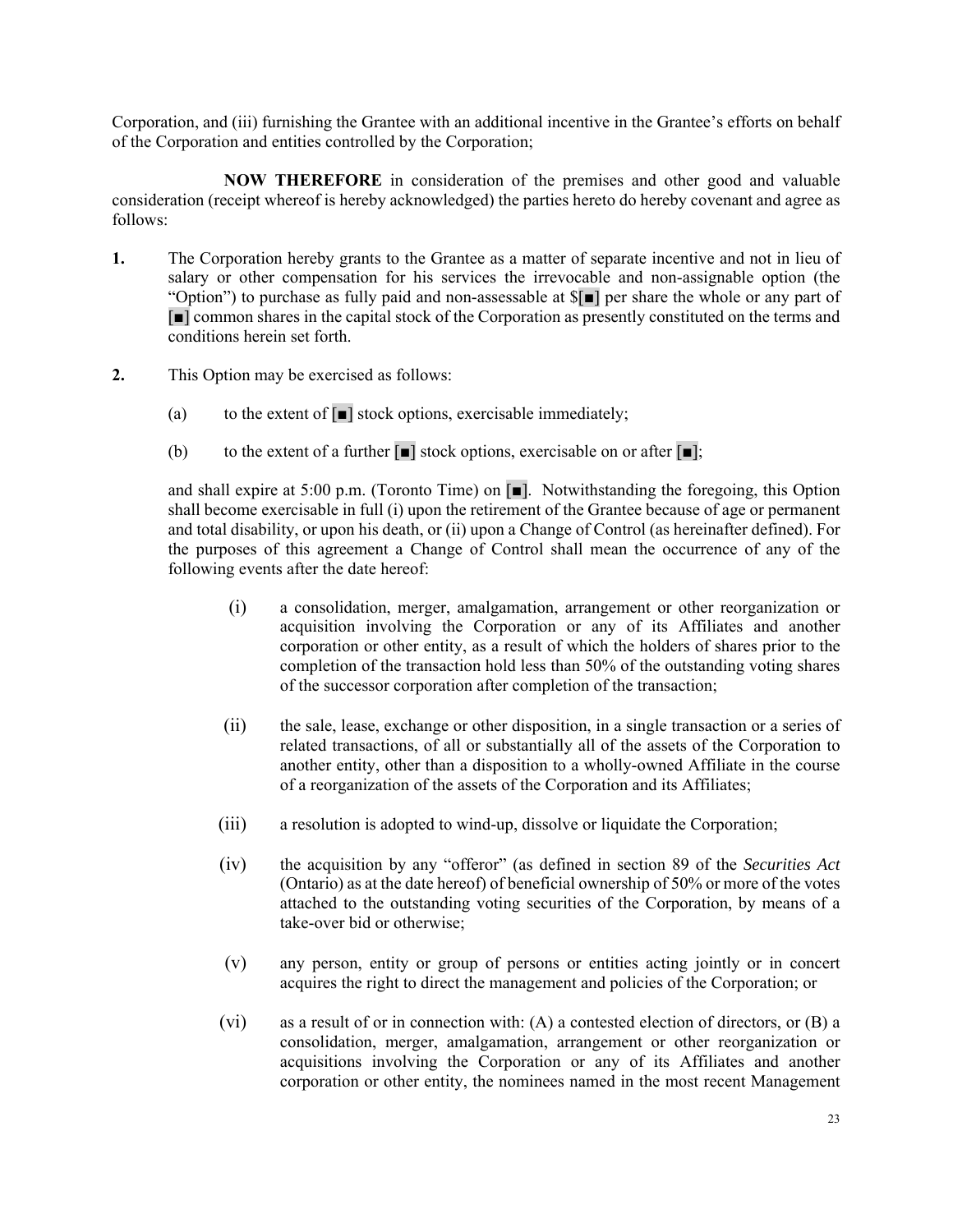Corporation, and (iii) furnishing the Grantee with an additional incentive in the Grantee's efforts on behalf of the Corporation and entities controlled by the Corporation;

**NOW THEREFORE** in consideration of the premises and other good and valuable consideration (receipt whereof is hereby acknowledged) the parties hereto do hereby covenant and agree as follows:

**1.** The Corporation hereby grants to the Grantee as a matter of separate incentive and not in lieu of salary or other compensation for his services the irrevocable and non-assignable option (the "Option") to purchase as fully paid and non-assessable at $[■] per share the whole or any part of [■] common shares in the capital stock of the Corporation as presently constituted on the terms and conditions herein set forth.

**2.** This Option may be exercised as follows:

(a) to the extent of [■] stock options, exercisable immediately;

(b) to the extent of a further [■] stock options, exercisable on or after [■];

and shall expire at 5:00 p.m. (Toronto Time) on [■]. Notwithstanding the foregoing, this Option shall become exercisable in full (i) upon the retirement of the Grantee because of age or permanent and total disability, or upon his death, or (ii) upon a Change of Control (as hereinafter defined). For the purposes of this agreement a Change of Control shall mean the occurrence of any of the following events after the date hereof:

(i) a consolidation, merger, amalgamation, arrangement or other reorganization or acquisition involving the Corporation or any of its Affiliates and another corporation or other entity, as a result of which the holders of shares prior to the completion of the transaction hold less than 50% of the outstanding voting shares of the successor corporation after completion of the transaction;

(ii) the sale, lease, exchange or other disposition, in a single transaction or a series of related transactions, of all or substantially all of the assets of the Corporation to another entity, other than a disposition to a wholly-owned Affiliate in the course of a reorganization of the assets of the Corporation and its Affiliates;

(iii) a resolution is adopted to wind-up, dissolve or liquidate the Corporation;

(iv) the acquisition by any "offeror" (as defined in section 89 of the *Securities Act* (Ontario) as at the date hereof) of beneficial ownership of 50% or more of the votes attached to the outstanding voting securities of the Corporation, by means of a take-over bid or otherwise;

(v) any person, entity or group of persons or entities acting jointly or in concert acquires the right to direct the management and policies of the Corporation; or

(vi) as a result of or in connection with: (A) a contested election of directors, or (B) a consolidation, merger, amalgamation, arrangement or other reorganization or acquisitions involving the Corporation or any of its Affiliates and another corporation or other entity, the nominees named in the most recent Management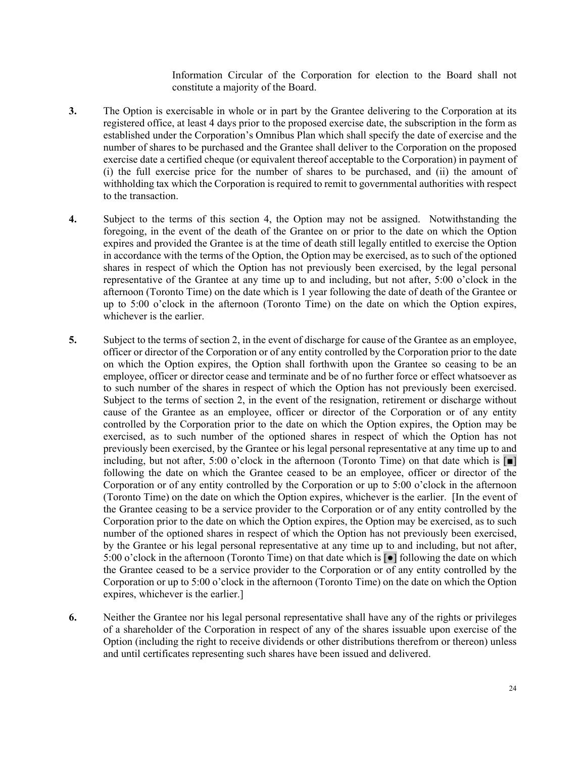Information Circular of the Corporation for election to the Board shall not constitute a majority of the Board.

**3.** The Option is exercisable in whole or in part by the Grantee delivering to the Corporation at its registered office, at least 4 days prior to the proposed exercise date, the subscription in the form as established under the Corporation's Omnibus Plan which shall specify the date of exercise and the number of shares to be purchased and the Grantee shall deliver to the Corporation on the proposed exercise date a certified cheque (or equivalent thereof acceptable to the Corporation) in payment of (i) the full exercise price for the number of shares to be purchased, and (ii) the amount of withholding tax which the Corporation is required to remit to governmental authorities with respect to the transaction.

**4.** Subject to the terms of this section 4, the Option may not be assigned. Notwithstanding the foregoing, in the event of the death of the Grantee on or prior to the date on which the Option expires and provided the Grantee is at the time of death still legally entitled to exercise the Option in accordance with the terms of the Option, the Option may be exercised, as to such of the optioned shares in respect of which the Option has not previously been exercised, by the legal personal representative of the Grantee at any time up to and including, but not after, 5:00 o'clock in the afternoon (Toronto Time) on the date which is 1 year following the date of death of the Grantee or up to 5:00 o'clock in the afternoon (Toronto Time) on the date on which the Option expires, whichever is the earlier.

**5.** Subject to the terms of section 2, in the event of discharge for cause of the Grantee as an employee, officer or director of the Corporation or of any entity controlled by the Corporation prior to the date on which the Option expires, the Option shall forthwith upon the Grantee so ceasing to be an employee, officer or director cease and terminate and be of no further force or effect whatsoever as to such number of the shares in respect of which the Option has not previously been exercised. Subject to the terms of section 2, in the event of the resignation, retirement or discharge without cause of the Grantee as an employee, officer or director of the Corporation or of any entity controlled by the Corporation prior to the date on which the Option expires, the Option may be exercised, as to such number of the optioned shares in respect of which the Option has not previously been exercised, by the Grantee or his legal personal representative at any time up to and including, but not after, 5:00 o'clock in the afternoon (Toronto Time) on that date which is [■] following the date on which the Grantee ceased to be an employee, officer or director of the Corporation or of any entity controlled by the Corporation or up to 5:00 o'clock in the afternoon (Toronto Time) on the date on which the Option expires, whichever is the earlier. [In the event of the Grantee ceasing to be a service provider to the Corporation or of any entity controlled by the Corporation prior to the date on which the Option expires, the Option may be exercised, as to such number of the optioned shares in respect of which the Option has not previously been exercised, by the Grantee or his legal personal representative at any time up to and including, but not after, 5:00 o'clock in the afternoon (Toronto Time) on that date which is [●] following the date on which the Grantee ceased to be a service provider to the Corporation or of any entity controlled by the Corporation or up to 5:00 o'clock in the afternoon (Toronto Time) on the date on which the Option expires, whichever is the earlier.]

**6.** Neither the Grantee nor his legal personal representative shall have any of the rights or privileges of a shareholder of the Corporation in respect of any of the shares issuable upon exercise of the Option (including the right to receive dividends or other distributions therefrom or thereon) unless and until certificates representing such shares have been issued and delivered.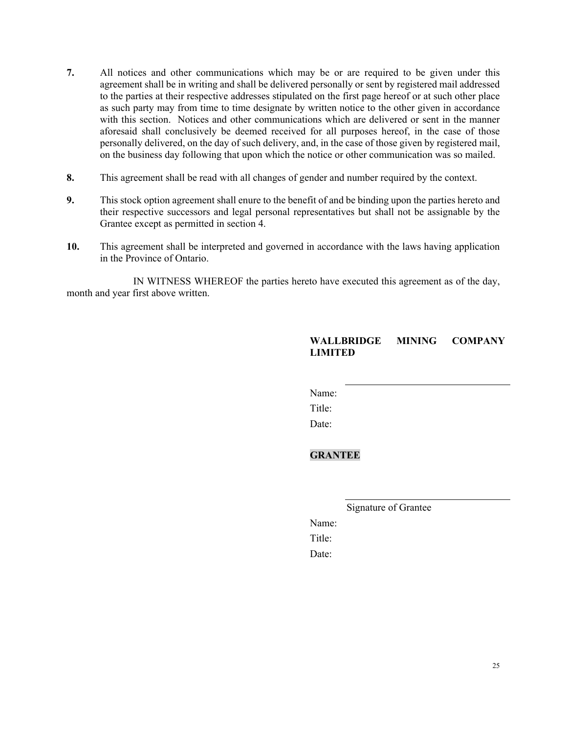**7.** All notices and other communications which may be or are required to be given under this agreement shall be in writing and shall be delivered personally or sent by registered mail addressed to the parties at their respective addresses stipulated on the first page hereof or at such other place as such party may from time to time designate by written notice to the other given in accordance with this section. Notices and other communications which are delivered or sent in the manner aforesaid shall conclusively be deemed received for all purposes hereof, in the case of those personally delivered, on the day of such delivery, and, in the case of those given by registered mail, on the business day following that upon which the notice or other communication was so mailed.

**8.** This agreement shall be read with all changes of gender and number required by the context.

**9.** This stock option agreement shall enure to the benefit of and be binding upon the parties hereto and their respective successors and legal personal representatives but shall not be assignable by the Grantee except as permitted in section 4.

**10.** This agreement shall be interpreted and governed in accordance with the laws having application in the Province of Ontario.

IN WITNESS WHEREOF the parties hereto have executed this agreement as of the day, month and year first above written.

**WALLBRIDGE MINING COMPANY LIMITED**

\_\_\_\_\_\_\_\_\_\_\_\_\_\_\_\_\_\_\_\_\_\_\_\_\_\_\_\_\_\_\_\_

Name:

Title:

Date:

**GRANTEE**

\_\_\_\_\_\_\_\_\_\_\_\_\_\_\_\_\_\_\_\_\_\_\_\_\_\_\_\_\_\_\_\_

Signature of Grantee

Name:

Title:

Date: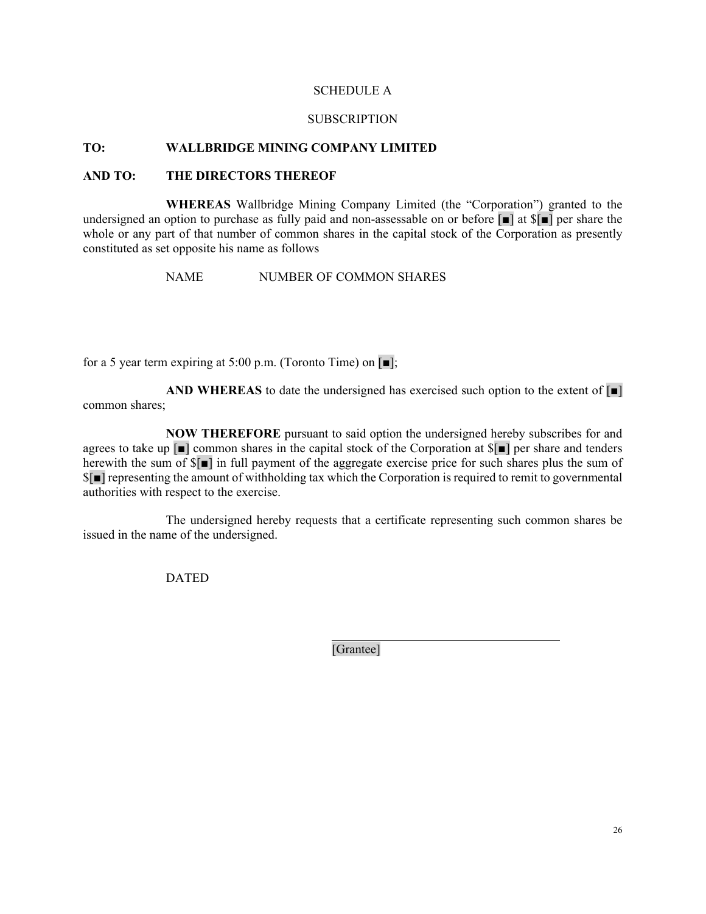SCHEDULE A

SUBSCRIPTION

**TO: WALLBRIDGE MINING COMPANY LIMITED**

**AND TO: THE DIRECTORS THEREOF**

**WHEREAS** Wallbridge Mining Company Limited (the "Corporation") granted to the undersigned an option to purchase as fully paid and non-assessable on or before [■] at $[■] per share the whole or any part of that number of common shares in the capital stock of the Corporation as presently constituted as set opposite his name as follows

NAME NUMBER OF COMMON SHARES

for a 5 year term expiring at 5:00 p.m. (Toronto Time) on [■];

**AND WHEREAS** to date the undersigned has exercised such option to the extent of [■] common shares;

**NOW THEREFORE** pursuant to said option the undersigned hereby subscribes for and agrees to take up [■] common shares in the capital stock of the Corporation at $[■] per share and tenders herewith the sum of $[■] in full payment of the aggregate exercise price for such shares plus the sum of $[■] representing the amount of withholding tax which the Corporation is required to remit to governmental authorities with respect to the exercise.

The undersigned hereby requests that a certificate representing such common shares be issued in the name of the undersigned.

DATED

\_\_\_\_\_\_\_\_\_\_\_\_\_\_\_\_\_\_\_\_\_\_\_\_\_\_\_\_\_\_\_\_\_\_\_\_

[Grantee]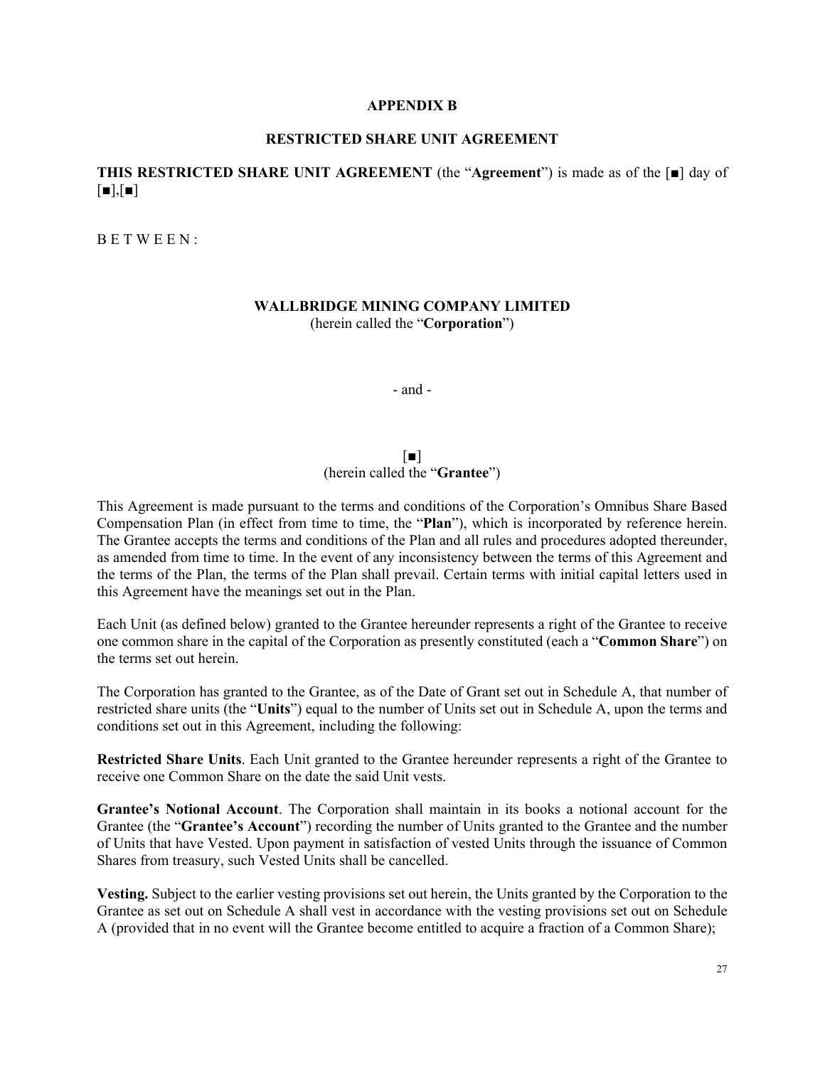# APPENDIX B

## RESTRICTED SHARE UNIT AGREEMENT

**THIS RESTRICTED SHARE UNIT AGREEMENT** (the "**Agreement**") is made as of the [■] day of [■],[■]

B E T W E E N :

**WALLBRIDGE MINING COMPANY LIMITED**
(herein called the "**Corporation**")

- and -

[■]
(herein called the "**Grantee**")

This Agreement is made pursuant to the terms and conditions of the Corporation's Omnibus Share Based Compensation Plan (in effect from time to time, the "**Plan**"), which is incorporated by reference herein. The Grantee accepts the terms and conditions of the Plan and all rules and procedures adopted thereunder, as amended from time to time. In the event of any inconsistency between the terms of this Agreement and the terms of the Plan, the terms of the Plan shall prevail. Certain terms with initial capital letters used in this Agreement have the meanings set out in the Plan.

Each Unit (as defined below) granted to the Grantee hereunder represents a right of the Grantee to receive one common share in the capital of the Corporation as presently constituted (each a "**Common Share**") on the terms set out herein.

The Corporation has granted to the Grantee, as of the Date of Grant set out in Schedule A, that number of restricted share units (the "**Units**") equal to the number of Units set out in Schedule A, upon the terms and conditions set out in this Agreement, including the following:

**Restricted Share Units**. Each Unit granted to the Grantee hereunder represents a right of the Grantee to receive one Common Share on the date the said Unit vests.

**Grantee's Notional Account**. The Corporation shall maintain in its books a notional account for the Grantee (the "**Grantee's Account**") recording the number of Units granted to the Grantee and the number of Units that have Vested. Upon payment in satisfaction of vested Units through the issuance of Common Shares from treasury, such Vested Units shall be cancelled.

**Vesting.** Subject to the earlier vesting provisions set out herein, the Units granted by the Corporation to the Grantee as set out on Schedule A shall vest in accordance with the vesting provisions set out on Schedule A (provided that in no event will the Grantee become entitled to acquire a fraction of a Common Share);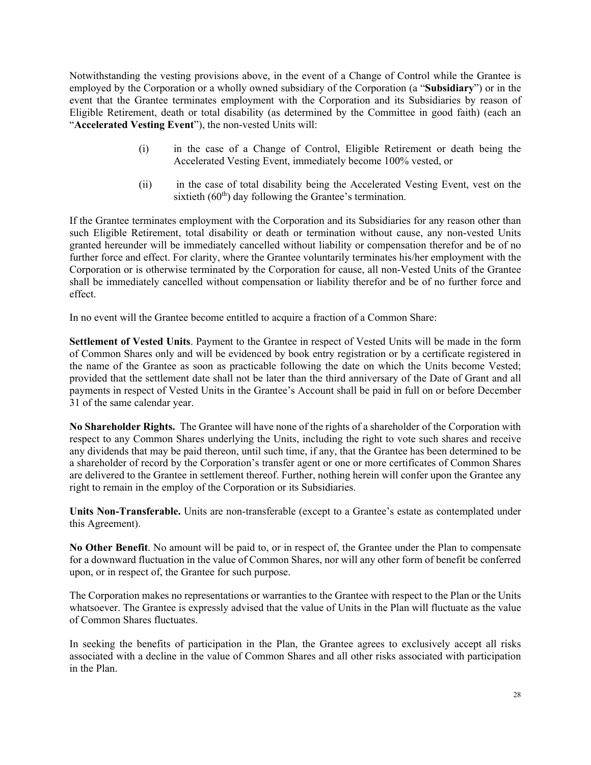Notwithstanding the vesting provisions above, in the event of a Change of Control while the Grantee is employed by the Corporation or a wholly owned subsidiary of the Corporation (a "**Subsidiary**") or in the event that the Grantee terminates employment with the Corporation and its Subsidiaries by reason of Eligible Retirement, death or total disability (as determined by the Committee in good faith) (each an "**Accelerated Vesting Event**"), the non-vested Units will:

(i) in the case of a Change of Control, Eligible Retirement or death being the Accelerated Vesting Event, immediately become 100% vested, or

(ii) in the case of total disability being the Accelerated Vesting Event, vest on the sixtieth (60th) day following the Grantee's termination.

If the Grantee terminates employment with the Corporation and its Subsidiaries for any reason other than such Eligible Retirement, total disability or death or termination without cause, any non-vested Units granted hereunder will be immediately cancelled without liability or compensation therefor and be of no further force and effect. For clarity, where the Grantee voluntarily terminates his/her employment with the Corporation or is otherwise terminated by the Corporation for cause, all non-Vested Units of the Grantee shall be immediately cancelled without compensation or liability therefor and be of no further force and effect.

In no event will the Grantee become entitled to acquire a fraction of a Common Share:

**Settlement of Vested Units**. Payment to the Grantee in respect of Vested Units will be made in the form of Common Shares only and will be evidenced by book entry registration or by a certificate registered in the name of the Grantee as soon as practicable following the date on which the Units become Vested; provided that the settlement date shall not be later than the third anniversary of the Date of Grant and all payments in respect of Vested Units in the Grantee's Account shall be paid in full on or before December 31 of the same calendar year.

**No Shareholder Rights.** The Grantee will have none of the rights of a shareholder of the Corporation with respect to any Common Shares underlying the Units, including the right to vote such shares and receive any dividends that may be paid thereon, until such time, if any, that the Grantee has been determined to be a shareholder of record by the Corporation's transfer agent or one or more certificates of Common Shares are delivered to the Grantee in settlement thereof. Further, nothing herein will confer upon the Grantee any right to remain in the employ of the Corporation or its Subsidiaries.

**Units Non-Transferable.** Units are non-transferable (except to a Grantee's estate as contemplated under this Agreement).

**No Other Benefit**. No amount will be paid to, or in respect of, the Grantee under the Plan to compensate for a downward fluctuation in the value of Common Shares, nor will any other form of benefit be conferred upon, or in respect of, the Grantee for such purpose.

The Corporation makes no representations or warranties to the Grantee with respect to the Plan or the Units whatsoever. The Grantee is expressly advised that the value of Units in the Plan will fluctuate as the value of Common Shares fluctuates.

In seeking the benefits of participation in the Plan, the Grantee agrees to exclusively accept all risks associated with a decline in the value of Common Shares and all other risks associated with participation in the Plan.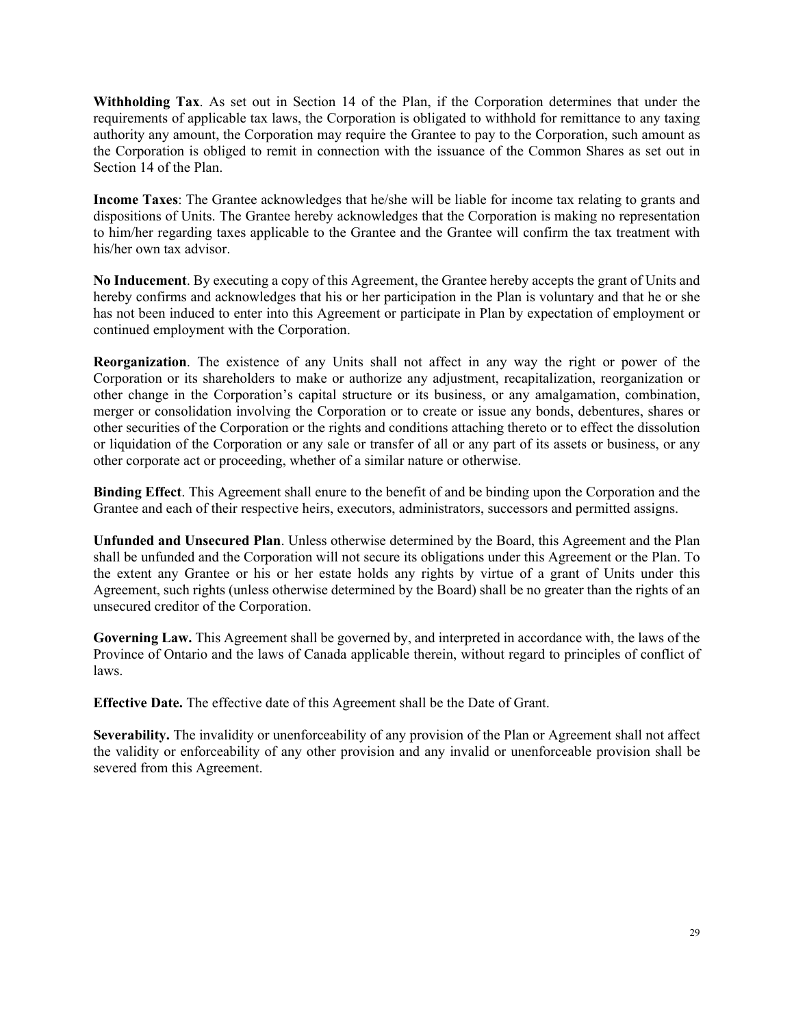**Withholding Tax**. As set out in Section 14 of the Plan, if the Corporation determines that under the requirements of applicable tax laws, the Corporation is obligated to withhold for remittance to any taxing authority any amount, the Corporation may require the Grantee to pay to the Corporation, such amount as the Corporation is obliged to remit in connection with the issuance of the Common Shares as set out in Section 14 of the Plan.

**Income Taxes**: The Grantee acknowledges that he/she will be liable for income tax relating to grants and dispositions of Units. The Grantee hereby acknowledges that the Corporation is making no representation to him/her regarding taxes applicable to the Grantee and the Grantee will confirm the tax treatment with his/her own tax advisor.

**No Inducement**. By executing a copy of this Agreement, the Grantee hereby accepts the grant of Units and hereby confirms and acknowledges that his or her participation in the Plan is voluntary and that he or she has not been induced to enter into this Agreement or participate in Plan by expectation of employment or continued employment with the Corporation.

**Reorganization**. The existence of any Units shall not affect in any way the right or power of the Corporation or its shareholders to make or authorize any adjustment, recapitalization, reorganization or other change in the Corporation's capital structure or its business, or any amalgamation, combination, merger or consolidation involving the Corporation or to create or issue any bonds, debentures, shares or other securities of the Corporation or the rights and conditions attaching thereto or to effect the dissolution or liquidation of the Corporation or any sale or transfer of all or any part of its assets or business, or any other corporate act or proceeding, whether of a similar nature or otherwise.

**Binding Effect**. This Agreement shall enure to the benefit of and be binding upon the Corporation and the Grantee and each of their respective heirs, executors, administrators, successors and permitted assigns.

**Unfunded and Unsecured Plan**. Unless otherwise determined by the Board, this Agreement and the Plan shall be unfunded and the Corporation will not secure its obligations under this Agreement or the Plan. To the extent any Grantee or his or her estate holds any rights by virtue of a grant of Units under this Agreement, such rights (unless otherwise determined by the Board) shall be no greater than the rights of an unsecured creditor of the Corporation.

**Governing Law.** This Agreement shall be governed by, and interpreted in accordance with, the laws of the Province of Ontario and the laws of Canada applicable therein, without regard to principles of conflict of laws.

**Effective Date.** The effective date of this Agreement shall be the Date of Grant.

**Severability.** The invalidity or unenforceability of any provision of the Plan or Agreement shall not affect the validity or enforceability of any other provision and any invalid or unenforceable provision shall be severed from this Agreement.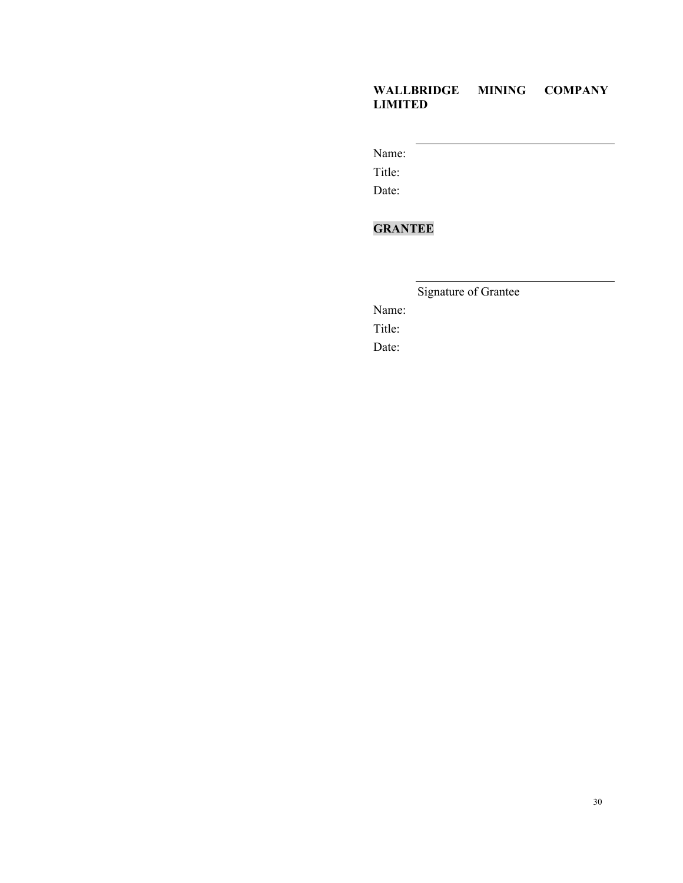**WALLBRIDGE MINING COMPANY LIMITED**

\_\_\_\_\_\_\_\_\_\_\_\_\_\_\_\_\_\_\_\_\_\_\_\_\_\_\_\_\_\_

Name:

Title:

Date:

**GRANTEE**

\_\_\_\_\_\_\_\_\_\_\_\_\_\_\_\_\_\_\_\_\_\_\_\_\_\_\_\_\_\_

Signature of Grantee

Name:

Title:

Date: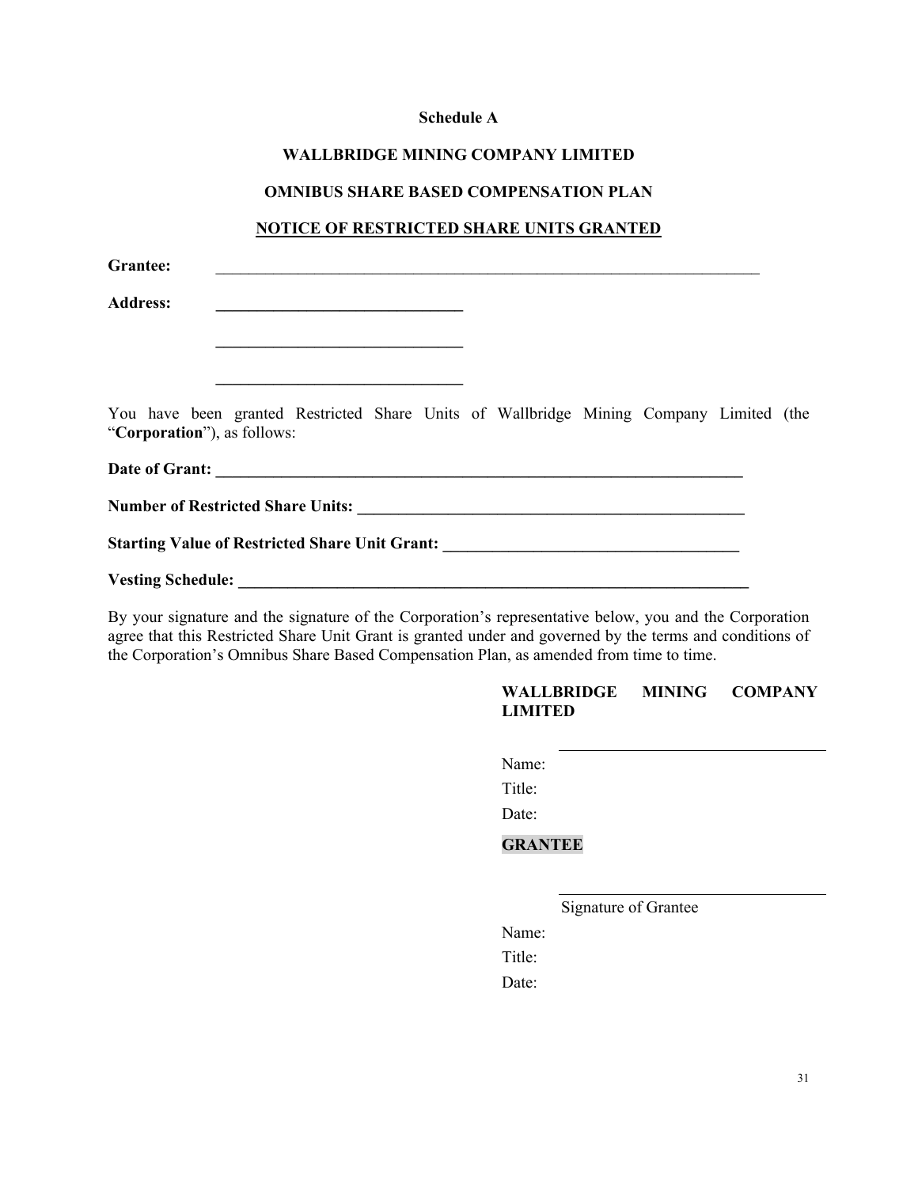**Schedule A**

**WALLBRIDGE MINING COMPANY LIMITED**

**OMNIBUS SHARE BASED COMPENSATION PLAN**

**NOTICE OF RESTRICTED SHARE UNITS GRANTED**

**Grantee:** ______________________________________________________________

**Address:** ______________________________

______________________________

______________________________

You have been granted Restricted Share Units of Wallbridge Mining Company Limited (the "**Corporation**"), as follows:

**Date of Grant: ______________________________________________________________**

**Number of Restricted Share Units: ______________________________________________**

**Starting Value of Restricted Share Unit Grant: ___________________________________**

**Vesting Schedule: ________________________________________________________**

By your signature and the signature of the Corporation's representative below, you and the Corporation agree that this Restricted Share Unit Grant is granted under and governed by the terms and conditions of the Corporation's Omnibus Share Based Compensation Plan, as amended from time to time.

**WALLBRIDGE MINING COMPANY LIMITED**

________________________________

Name:

Title:

Date:

**GRANTEE**

________________________________

Signature of Grantee

Name:

Title:

Date: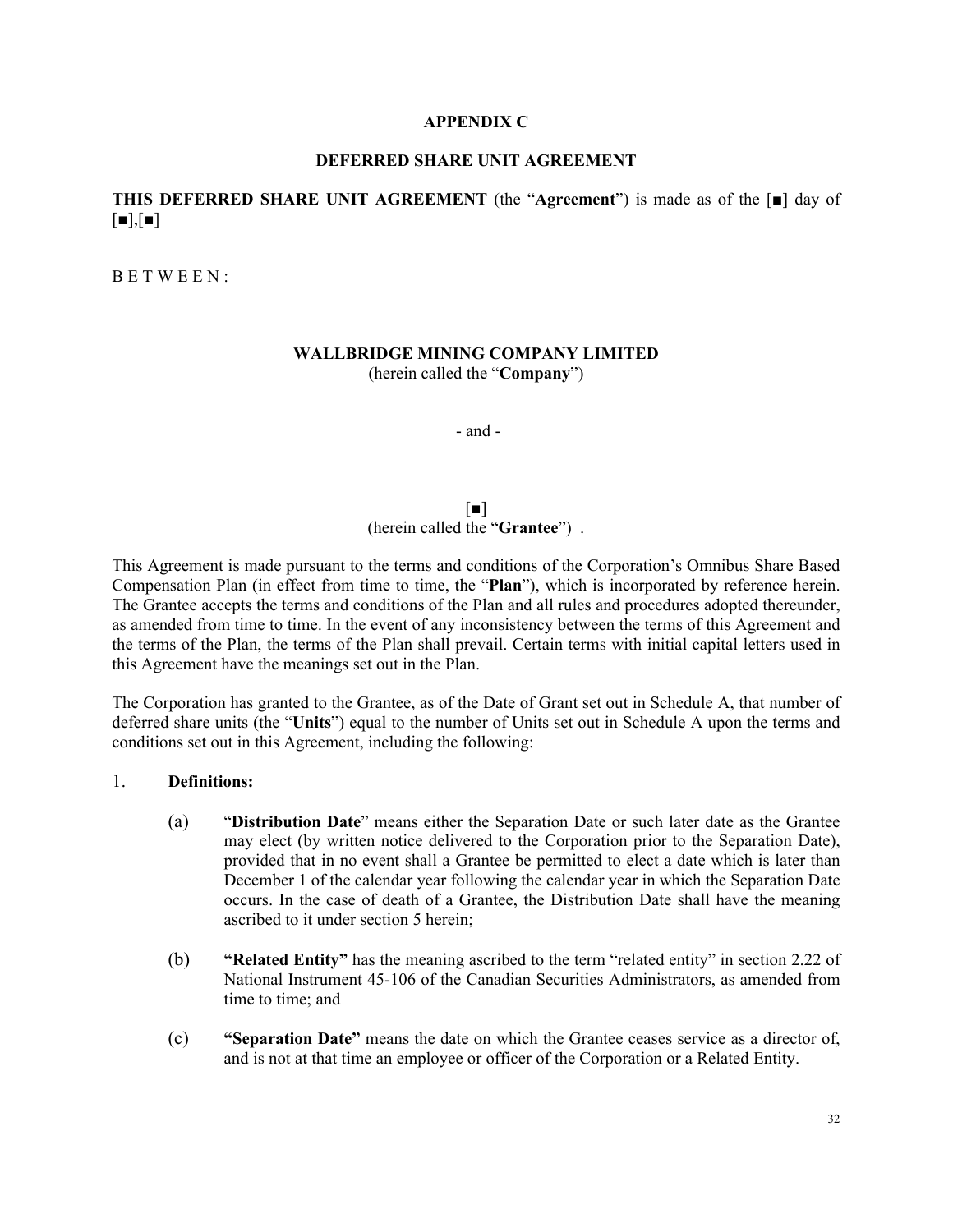# APPENDIX C

## DEFERRED SHARE UNIT AGREEMENT

**THIS DEFERRED SHARE UNIT AGREEMENT** (the "**Agreement**") is made as of the [■] day of [■],[■]

B E T W E E N :

**WALLBRIDGE MINING COMPANY LIMITED**
(herein called the "**Company**")

- and -

[■]
(herein called the "**Grantee**") .

This Agreement is made pursuant to the terms and conditions of the Corporation's Omnibus Share Based Compensation Plan (in effect from time to time, the "**Plan**"), which is incorporated by reference herein. The Grantee accepts the terms and conditions of the Plan and all rules and procedures adopted thereunder, as amended from time to time. In the event of any inconsistency between the terms of this Agreement and the terms of the Plan, the terms of the Plan shall prevail. Certain terms with initial capital letters used in this Agreement have the meanings set out in the Plan.

The Corporation has granted to the Grantee, as of the Date of Grant set out in Schedule A, that number of deferred share units (the "**Units**") equal to the number of Units set out in Schedule A upon the terms and conditions set out in this Agreement, including the following:

1. **Definitions:**

   (a) "**Distribution Date**" means either the Separation Date or such later date as the Grantee may elect (by written notice delivered to the Corporation prior to the Separation Date), provided that in no event shall a Grantee be permitted to elect a date which is later than December 1 of the calendar year following the calendar year in which the Separation Date occurs. In the case of death of a Grantee, the Distribution Date shall have the meaning ascribed to it under section 5 herein;

   (b) **"Related Entity"** has the meaning ascribed to the term "related entity" in section 2.22 of National Instrument 45-106 of the Canadian Securities Administrators, as amended from time to time; and

   (c) **"Separation Date"** means the date on which the Grantee ceases service as a director of, and is not at that time an employee or officer of the Corporation or a Related Entity.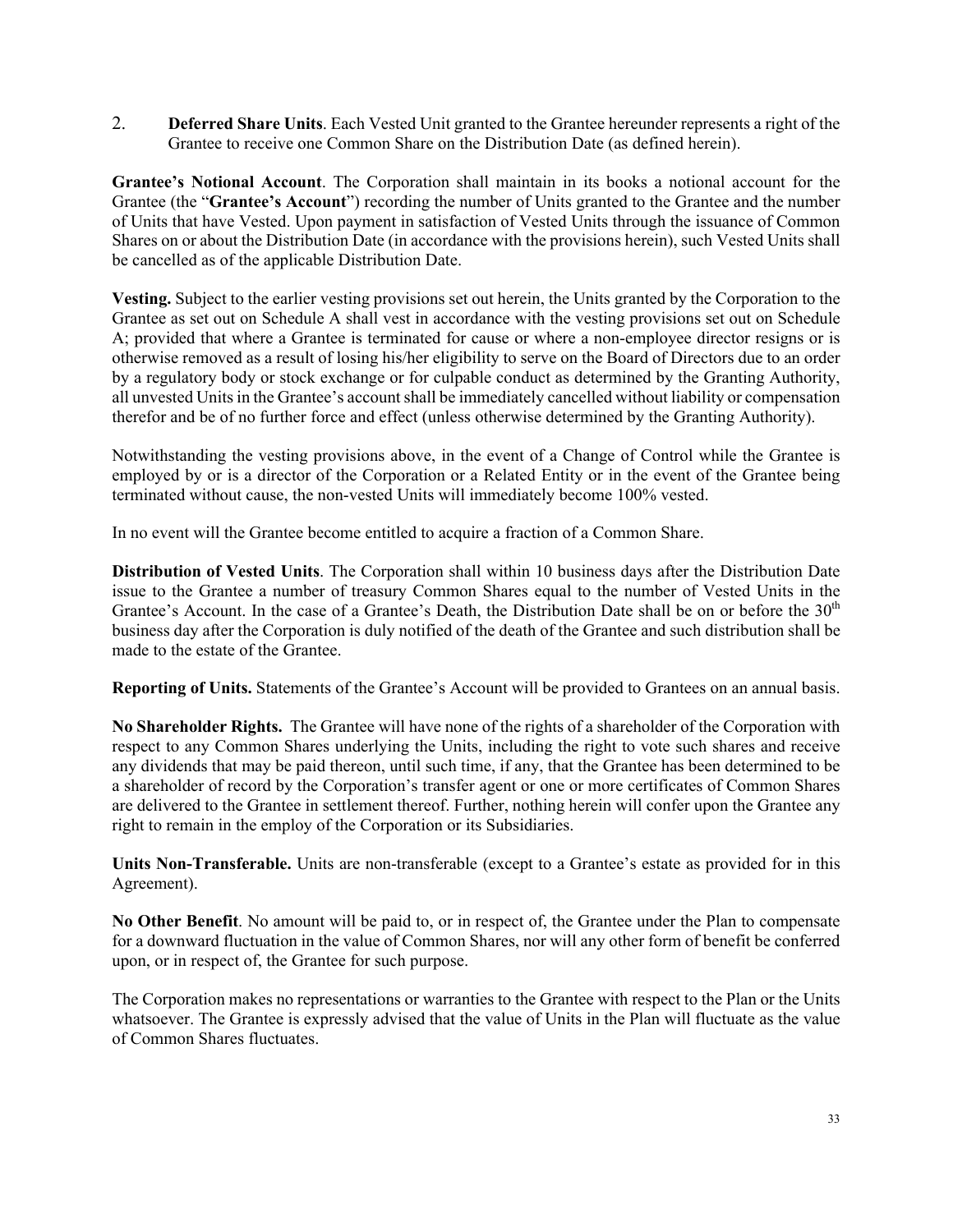2. **Deferred Share Units**. Each Vested Unit granted to the Grantee hereunder represents a right of the Grantee to receive one Common Share on the Distribution Date (as defined herein).

**Grantee's Notional Account**. The Corporation shall maintain in its books a notional account for the Grantee (the "**Grantee's Account**") recording the number of Units granted to the Grantee and the number of Units that have Vested. Upon payment in satisfaction of Vested Units through the issuance of Common Shares on or about the Distribution Date (in accordance with the provisions herein), such Vested Units shall be cancelled as of the applicable Distribution Date.

**Vesting.** Subject to the earlier vesting provisions set out herein, the Units granted by the Corporation to the Grantee as set out on Schedule A shall vest in accordance with the vesting provisions set out on Schedule A; provided that where a Grantee is terminated for cause or where a non-employee director resigns or is otherwise removed as a result of losing his/her eligibility to serve on the Board of Directors due to an order by a regulatory body or stock exchange or for culpable conduct as determined by the Granting Authority, all unvested Units in the Grantee's account shall be immediately cancelled without liability or compensation therefor and be of no further force and effect (unless otherwise determined by the Granting Authority).

Notwithstanding the vesting provisions above, in the event of a Change of Control while the Grantee is employed by or is a director of the Corporation or a Related Entity or in the event of the Grantee being terminated without cause, the non-vested Units will immediately become 100% vested.

In no event will the Grantee become entitled to acquire a fraction of a Common Share.

**Distribution of Vested Units**. The Corporation shall within 10 business days after the Distribution Date issue to the Grantee a number of treasury Common Shares equal to the number of Vested Units in the Grantee's Account. In the case of a Grantee's Death, the Distribution Date shall be on or before the 30th business day after the Corporation is duly notified of the death of the Grantee and such distribution shall be made to the estate of the Grantee.

**Reporting of Units.** Statements of the Grantee's Account will be provided to Grantees on an annual basis.

**No Shareholder Rights.** The Grantee will have none of the rights of a shareholder of the Corporation with respect to any Common Shares underlying the Units, including the right to vote such shares and receive any dividends that may be paid thereon, until such time, if any, that the Grantee has been determined to be a shareholder of record by the Corporation's transfer agent or one or more certificates of Common Shares are delivered to the Grantee in settlement thereof. Further, nothing herein will confer upon the Grantee any right to remain in the employ of the Corporation or its Subsidiaries.

**Units Non-Transferable.** Units are non-transferable (except to a Grantee's estate as provided for in this Agreement).

**No Other Benefit**. No amount will be paid to, or in respect of, the Grantee under the Plan to compensate for a downward fluctuation in the value of Common Shares, nor will any other form of benefit be conferred upon, or in respect of, the Grantee for such purpose.

The Corporation makes no representations or warranties to the Grantee with respect to the Plan or the Units whatsoever. The Grantee is expressly advised that the value of Units in the Plan will fluctuate as the value of Common Shares fluctuates.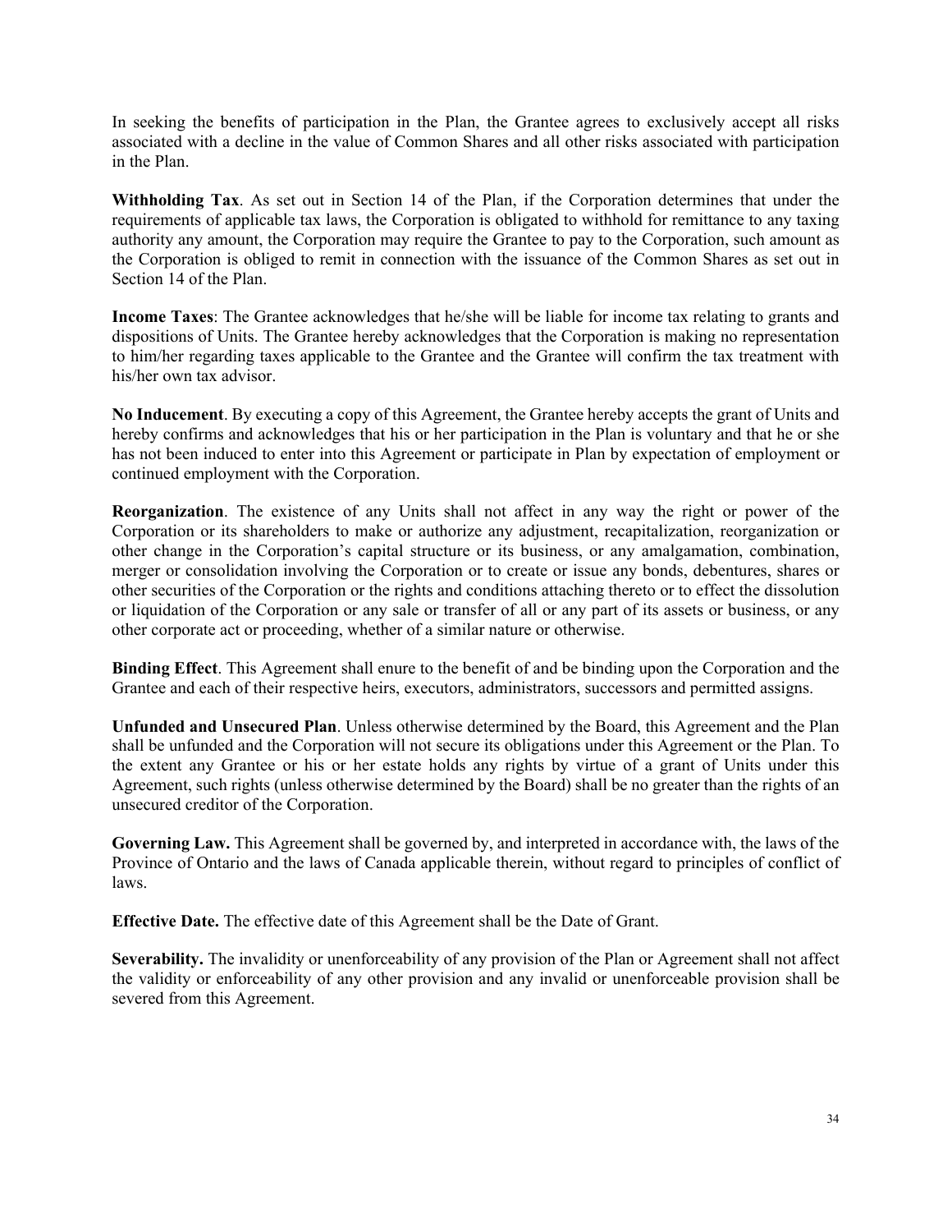In seeking the benefits of participation in the Plan, the Grantee agrees to exclusively accept all risks associated with a decline in the value of Common Shares and all other risks associated with participation in the Plan.

**Withholding Tax**. As set out in Section 14 of the Plan, if the Corporation determines that under the requirements of applicable tax laws, the Corporation is obligated to withhold for remittance to any taxing authority any amount, the Corporation may require the Grantee to pay to the Corporation, such amount as the Corporation is obliged to remit in connection with the issuance of the Common Shares as set out in Section 14 of the Plan.

**Income Taxes**: The Grantee acknowledges that he/she will be liable for income tax relating to grants and dispositions of Units. The Grantee hereby acknowledges that the Corporation is making no representation to him/her regarding taxes applicable to the Grantee and the Grantee will confirm the tax treatment with his/her own tax advisor.

**No Inducement**. By executing a copy of this Agreement, the Grantee hereby accepts the grant of Units and hereby confirms and acknowledges that his or her participation in the Plan is voluntary and that he or she has not been induced to enter into this Agreement or participate in Plan by expectation of employment or continued employment with the Corporation.

**Reorganization**. The existence of any Units shall not affect in any way the right or power of the Corporation or its shareholders to make or authorize any adjustment, recapitalization, reorganization or other change in the Corporation's capital structure or its business, or any amalgamation, combination, merger or consolidation involving the Corporation or to create or issue any bonds, debentures, shares or other securities of the Corporation or the rights and conditions attaching thereto or to effect the dissolution or liquidation of the Corporation or any sale or transfer of all or any part of its assets or business, or any other corporate act or proceeding, whether of a similar nature or otherwise.

**Binding Effect**. This Agreement shall enure to the benefit of and be binding upon the Corporation and the Grantee and each of their respective heirs, executors, administrators, successors and permitted assigns.

**Unfunded and Unsecured Plan**. Unless otherwise determined by the Board, this Agreement and the Plan shall be unfunded and the Corporation will not secure its obligations under this Agreement or the Plan. To the extent any Grantee or his or her estate holds any rights by virtue of a grant of Units under this Agreement, such rights (unless otherwise determined by the Board) shall be no greater than the rights of an unsecured creditor of the Corporation.

**Governing Law.** This Agreement shall be governed by, and interpreted in accordance with, the laws of the Province of Ontario and the laws of Canada applicable therein, without regard to principles of conflict of laws.

**Effective Date.** The effective date of this Agreement shall be the Date of Grant.

**Severability.** The invalidity or unenforceability of any provision of the Plan or Agreement shall not affect the validity or enforceability of any other provision and any invalid or unenforceable provision shall be severed from this Agreement.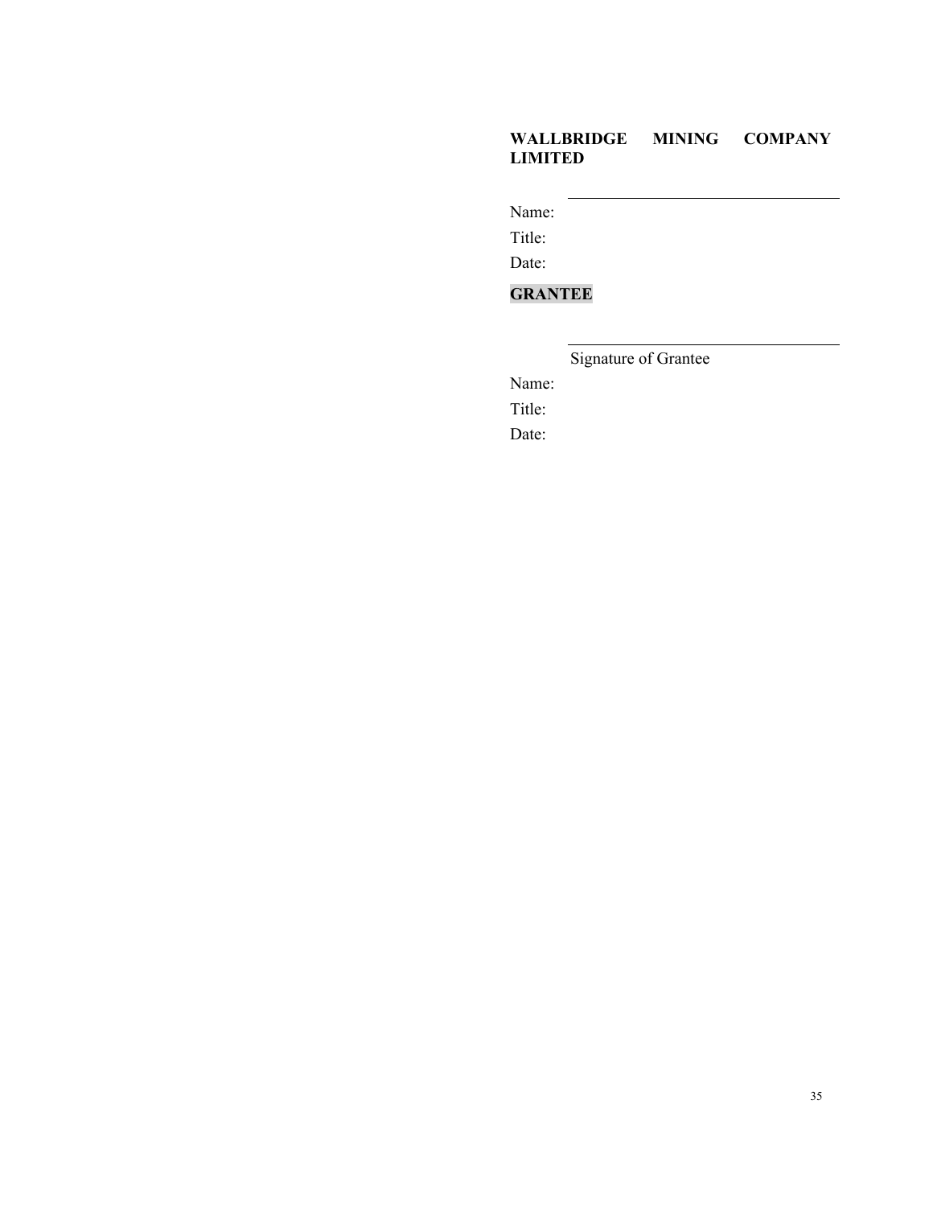**WALLBRIDGE MINING COMPANY LIMITED**

\_\_\_\_\_\_\_\_\_\_\_\_\_\_\_\_\_\_\_\_\_\_\_\_\_\_\_\_\_\_\_\_

Name:

Title:

Date:

**GRANTEE**

\_\_\_\_\_\_\_\_\_\_\_\_\_\_\_\_\_\_\_\_\_\_\_\_\_\_\_\_\_\_\_\_

Signature of Grantee

Name:

Title:

Date: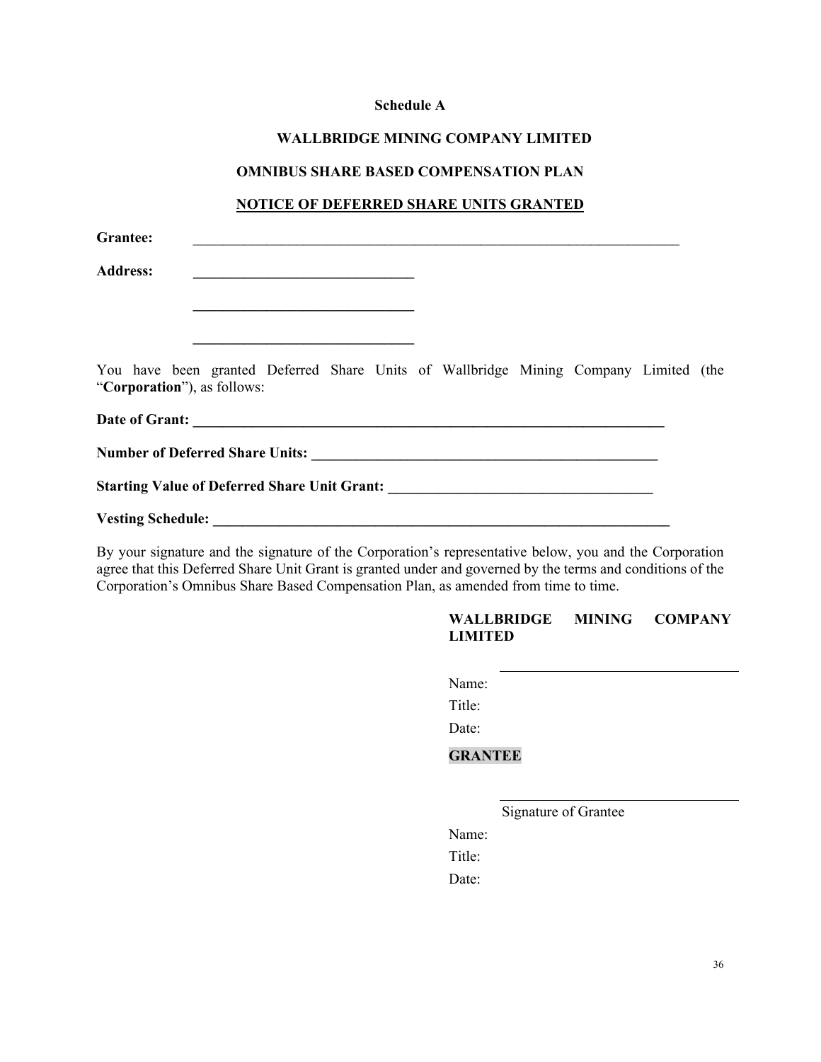**Schedule A**

**WALLBRIDGE MINING COMPANY LIMITED**

**OMNIBUS SHARE BASED COMPENSATION PLAN**

**NOTICE OF DEFERRED SHARE UNITS GRANTED**

**Grantee:** ______________________________________________________________

**Address:** ______________________________

______________________________

______________________________

You have been granted Deferred Share Units of Wallbridge Mining Company Limited (the "**Corporation**"), as follows:

**Date of Grant:** ______________________________________________________________

**Number of Deferred Share Units:** ______________________________________________

**Starting Value of Deferred Share Unit Grant:** ____________________________________

**Vesting Schedule:** __________________________________________________________

By your signature and the signature of the Corporation's representative below, you and the Corporation agree that this Deferred Share Unit Grant is granted under and governed by the terms and conditions of the Corporation's Omnibus Share Based Compensation Plan, as amended from time to time.

**WALLBRIDGE MINING COMPANY LIMITED**

______________________________

Name:

Title:

Date:

**GRANTEE**

______________________________

Signature of Grantee

Name:

Title:

Date: